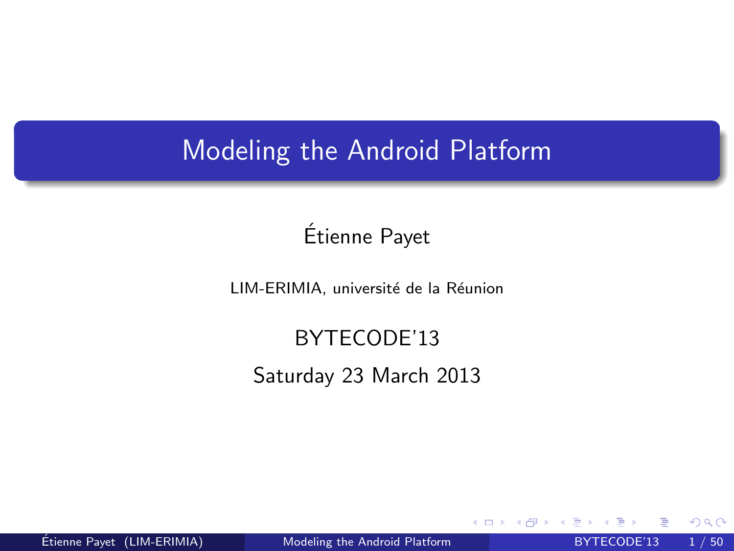# Modeling the Android Platform

Étienne Payet

LIM-ERIMIA, université de la Réunion

BYTECODE'13

Saturday 23 March 2013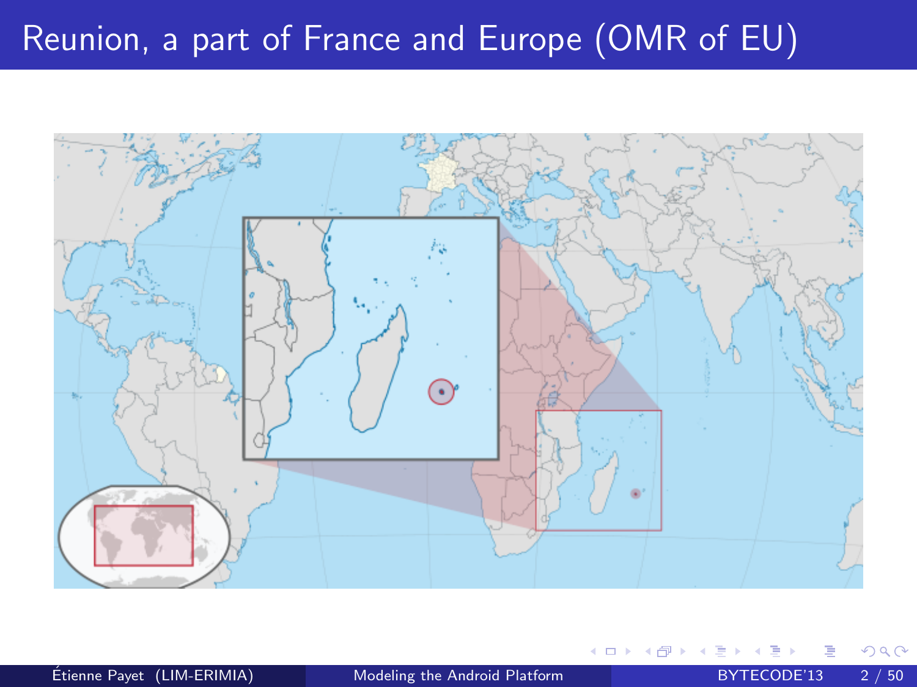# Reunion, a part of France and Europe (OMR of EU)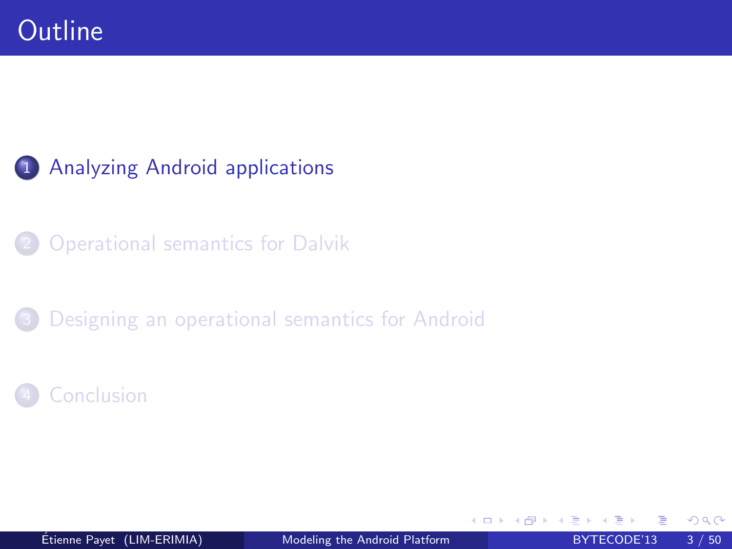# Outline

1. Analyzing Android applications
2. Operational semantics for Dalvik
3. Designing an operational semantics for Android
4. Conclusion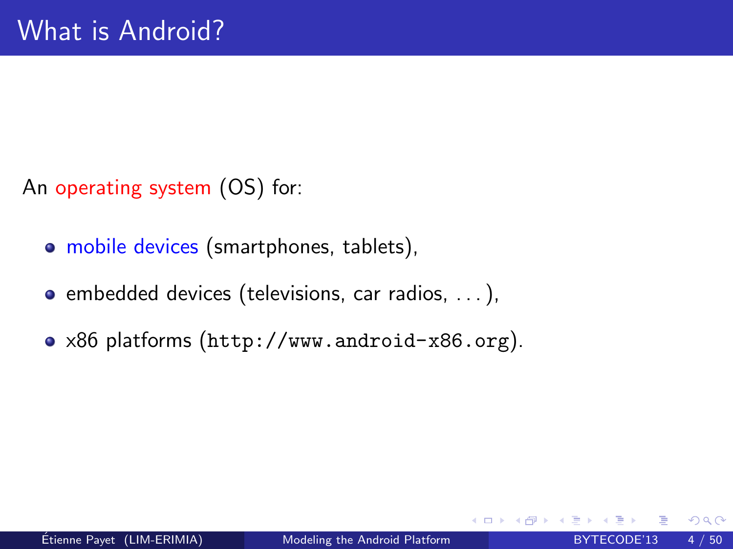# What is Android?

An operating system (OS) for:

- mobile devices (smartphones, tablets),
- embedded devices (televisions, car radios, . . . ),
- x86 platforms (`http://www.android-x86.org`).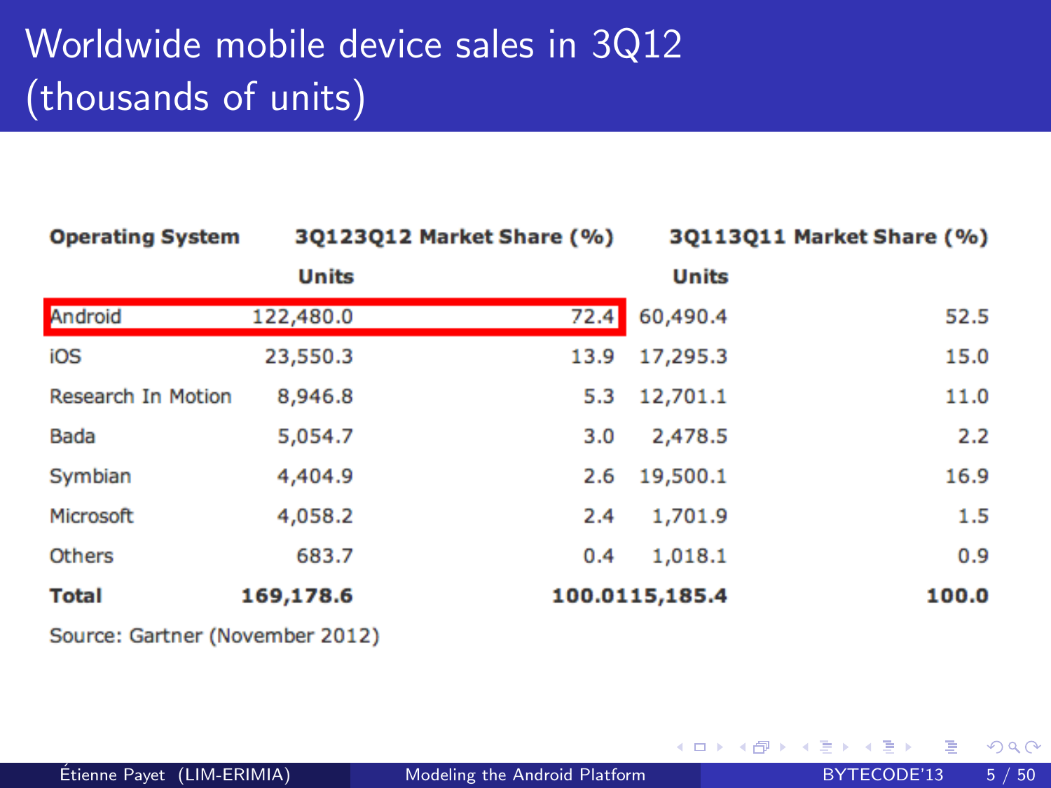# Worldwide mobile device sales in 3Q12 (thousands of units)

| Operating System | 3Q123Q12 Units | Market Share (%) | 3Q113Q11 Units | Market Share (%) |
|---|---|---|---|---|
| Android | 122,480.0 | 72.4 | 60,490.4 | 52.5 |
| iOS | 23,550.3 | 13.9 | 17,295.3 | 15.0 |
| Research In Motion | 8,946.8 | 5.3 | 12,701.1 | 11.0 |
| Bada | 5,054.7 | 3.0 | 2,478.5 | 2.2 |
| Symbian | 4,404.9 | 2.6 | 19,500.1 | 16.9 |
| Microsoft | 4,058.2 | 2.4 | 1,701.9 | 1.5 |
| Others | 683.7 | 0.4 | 1,018.1 | 0.9 |
| **Total** | **169,178.6** | **100.0** | **115,185.4** | **100.0** |

Source: Gartner (November 2012)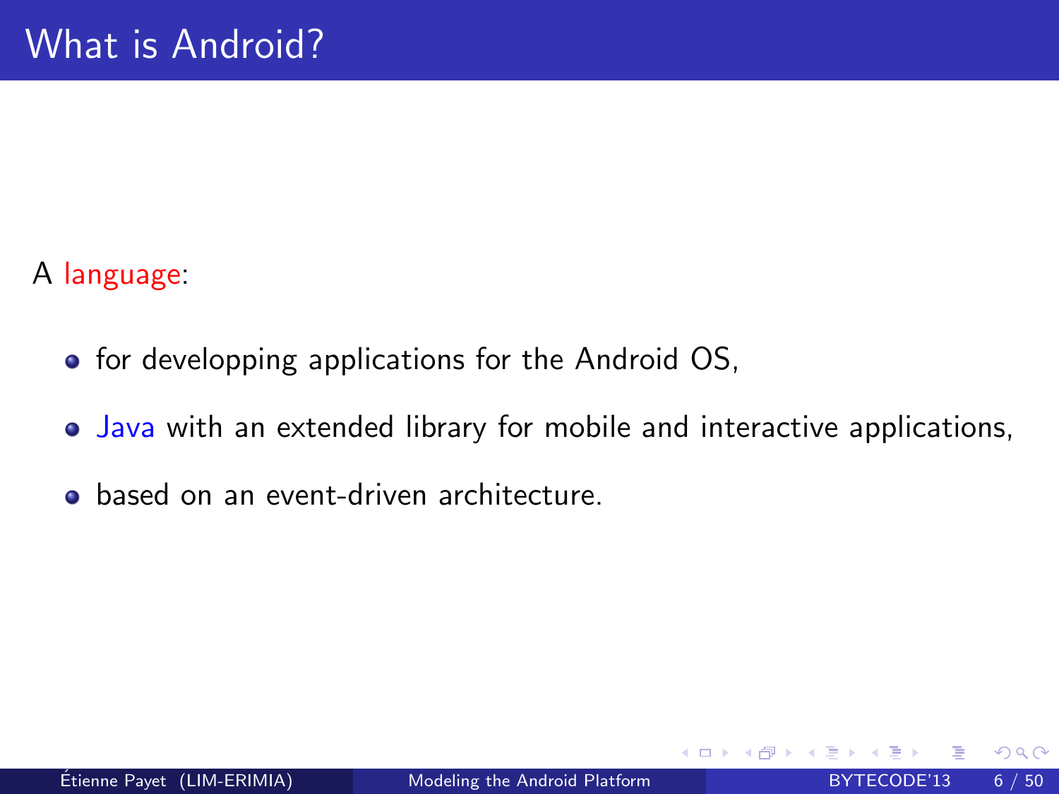# What is Android?

A language:

- for developping applications for the Android OS,
- Java with an extended library for mobile and interactive applications,
- based on an event-driven architecture.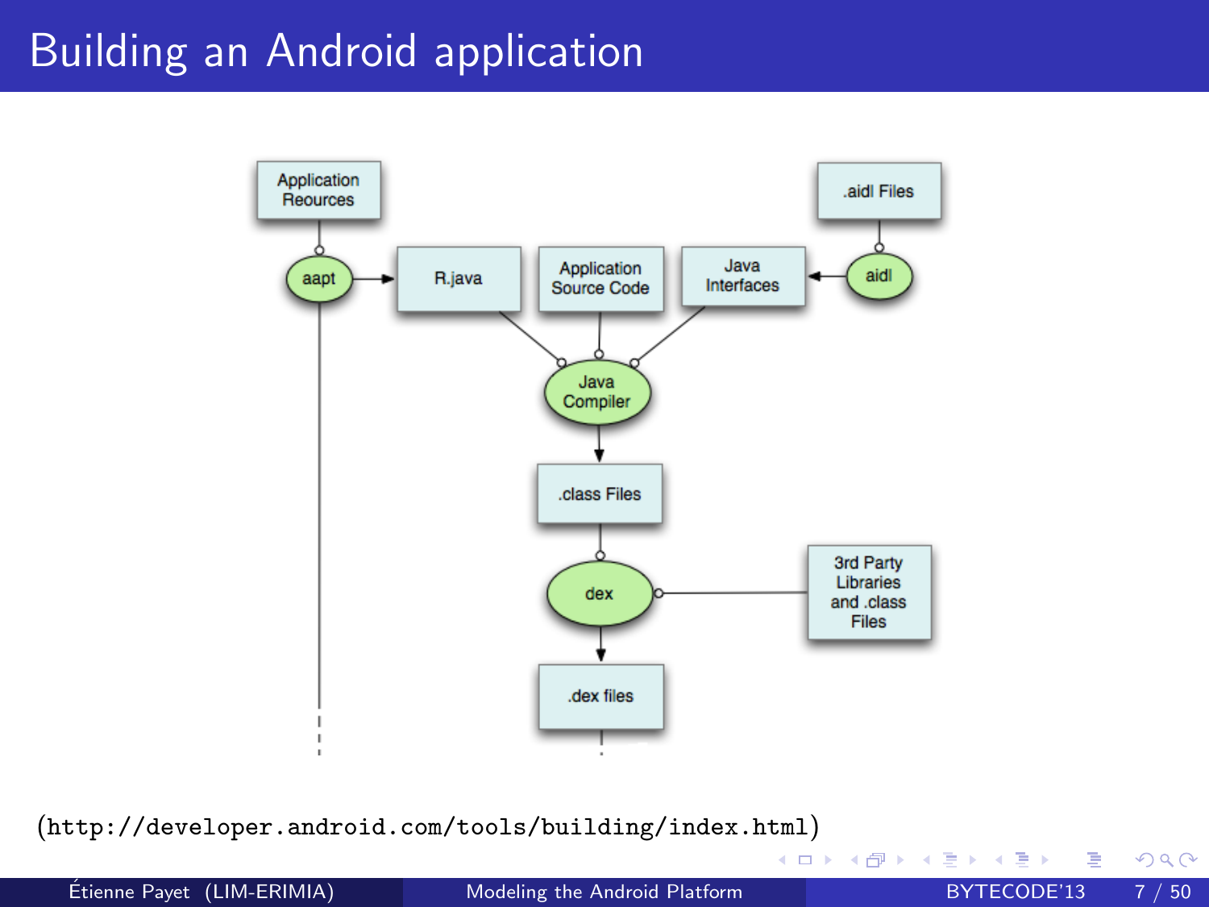# Building an Android application

Application Reources

aapt

R.java

Application Source Code

Java Interfaces

aidl

.aidl Files

Java Compiler

.class Files

dex

3rd Party Libraries and .class Files

.dex files

(http://developer.android.com/tools/building/index.html)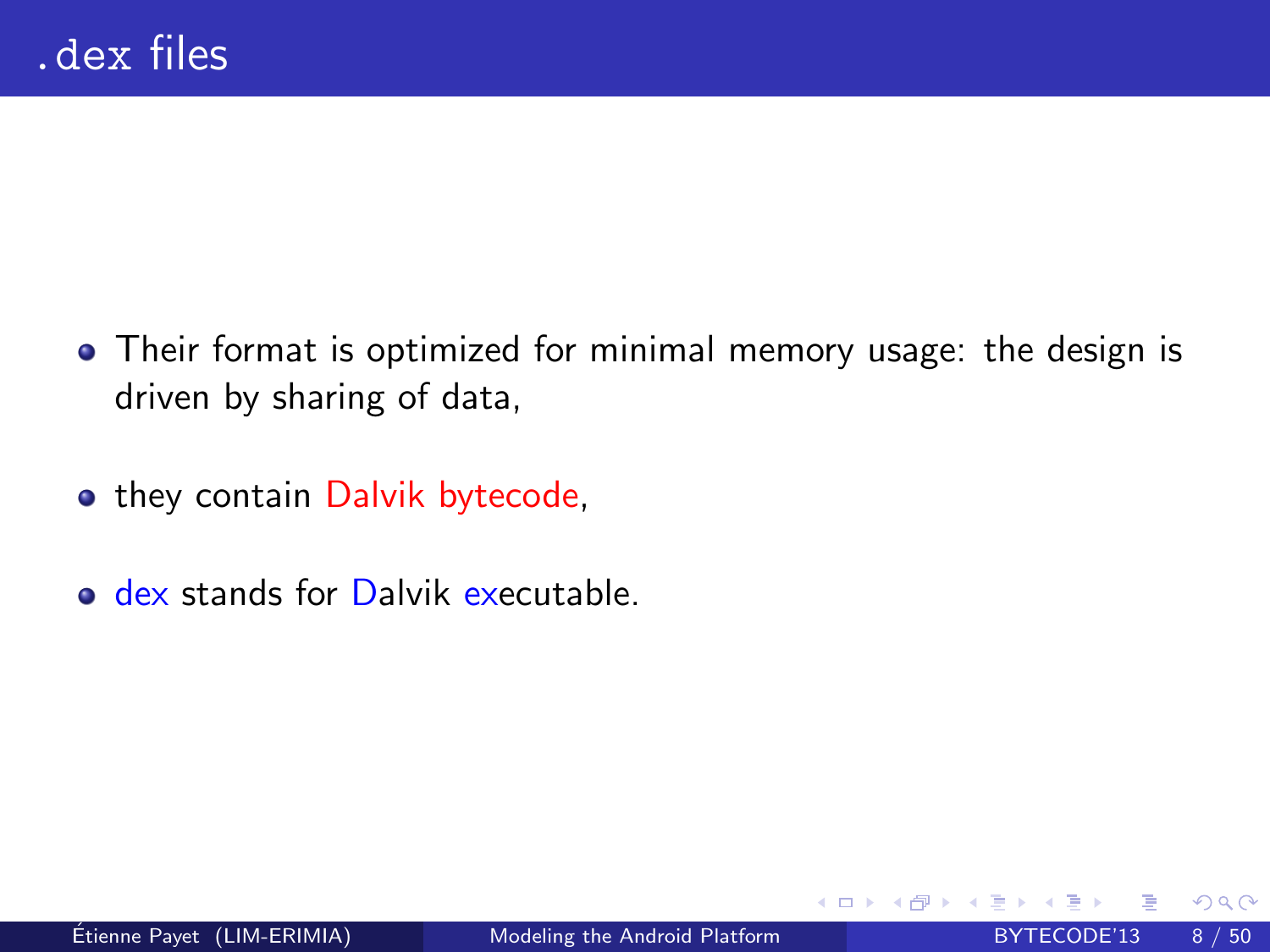# .dex files

- Their format is optimized for minimal memory usage: the design is driven by sharing of data,
- they contain Dalvik bytecode,
- dex stands for Dalvik executable.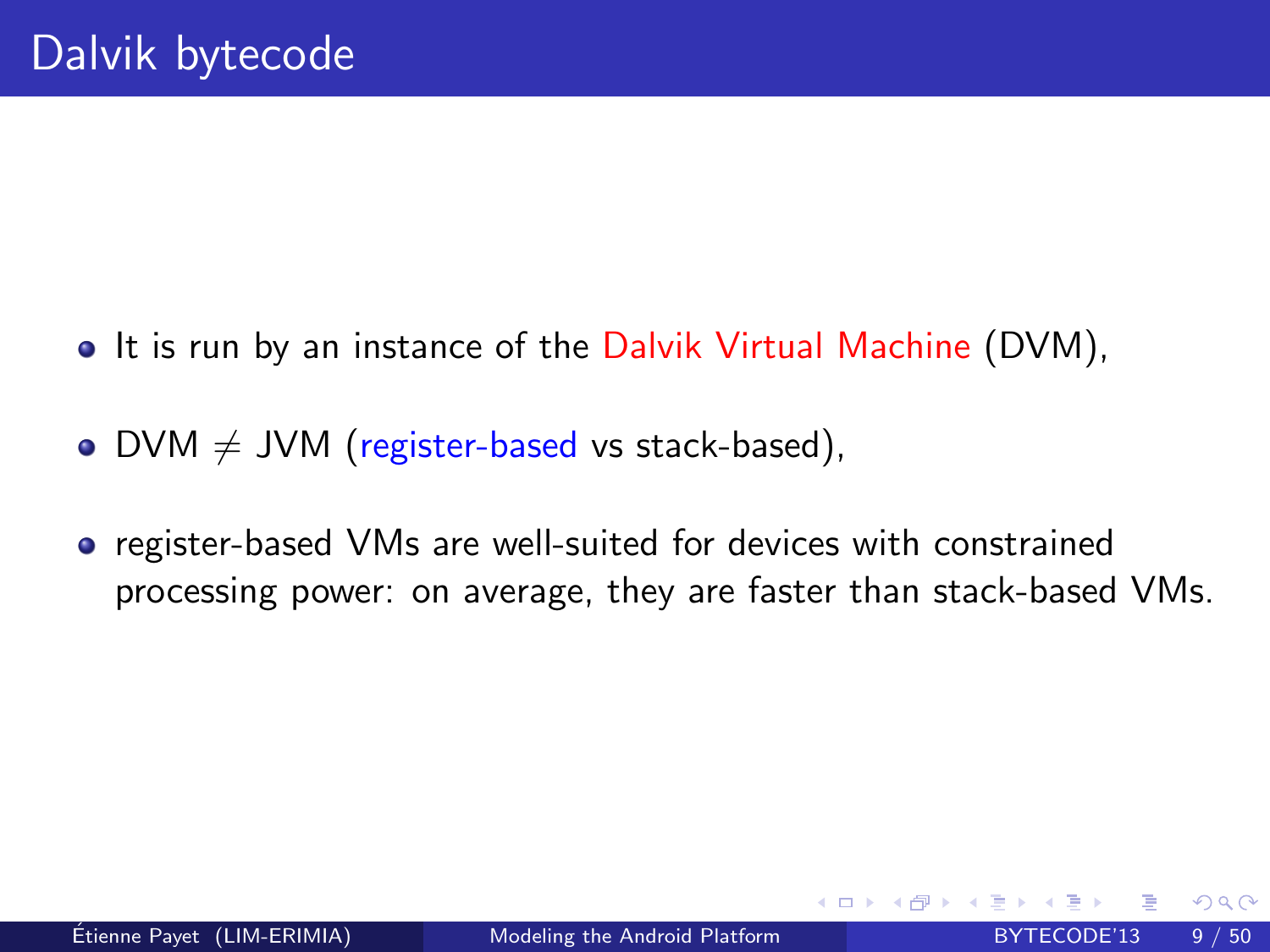# Dalvik bytecode

- It is run by an instance of the Dalvik Virtual Machine (DVM),
- DVM $\neq$ JVM (register-based vs stack-based),
- register-based VMs are well-suited for devices with constrained processing power: on average, they are faster than stack-based VMs.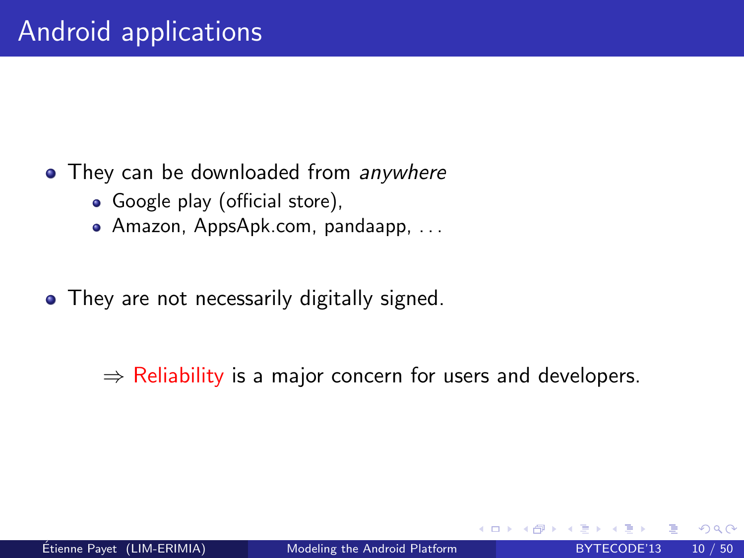# Android applications

- They can be downloaded from *anywhere*
  - Google play (official store),
  - Amazon, AppsApk.com, pandaapp, ...
- They are not necessarily digitally signed.

$\Rightarrow$ Reliability is a major concern for users and developers.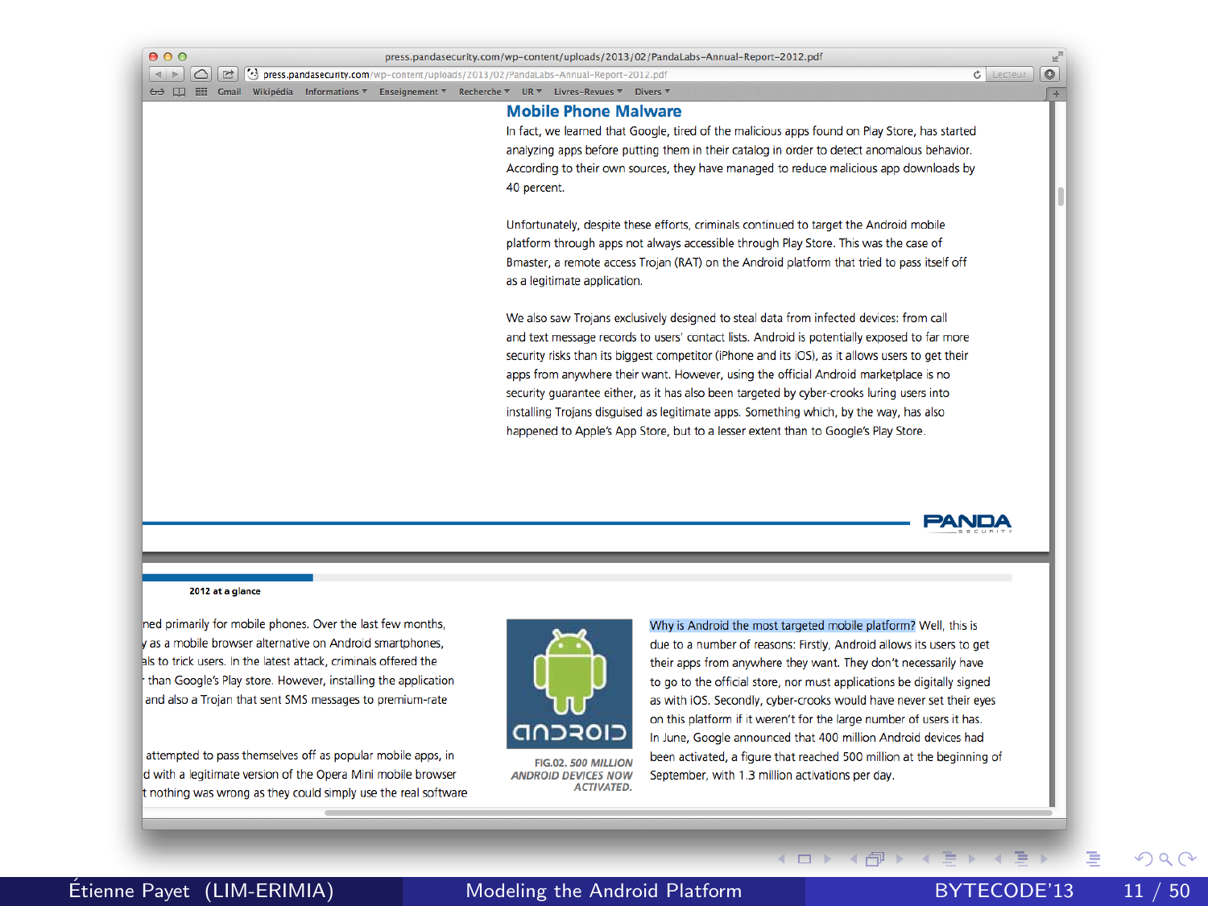## Mobile Phone Malware

In fact, we learned that Google, tired of the malicious apps found on Play Store, has started analyzing apps before putting them in their catalog in order to detect anomalous behavior. According to their own sources, they have managed to reduce malicious app downloads by 40 percent.

Unfortunately, despite these efforts, criminals continued to target the Android mobile platform through apps not always accessible through Play Store. This was the case of Bmaster, a remote access Trojan (RAT) on the Android platform that tried to pass itself off as a legitimate application.

We also saw Trojans exclusively designed to steal data from infected devices: from call and text message records to users' contact lists. Android is potentially exposed to far more security risks than its biggest competitor (iPhone and its iOS), as it allows users to get their apps from anywhere their want. However, using the official Android marketplace is no security guarantee either, as it has also been targeted by cyber-crooks luring users into installing Trojans disguised as legitimate apps. Something which, by the way, has also happened to Apple's App Store, but to a lesser extent than to Google's Play Store.

PANDA SECURITY

2012 at a glance

ned primarily for mobile phones. Over the last few months, y as a mobile browser alternative on Android smartphones, ls to trick users. In the latest attack, criminals offered the than Google's Play store. However, installing the application and also a Trojan that sent SMS messages to premium-rate

attempted to pass themselves off as popular mobile apps, in d with a legitimate version of the Opera Mini mobile browser t nothing was wrong as they could simply use the real software

FIG.02. *500 MILLION ANDROID DEVICES NOW ACTIVATED.*

Why is Android the most targeted mobile platform? Well, this is due to a number of reasons: Firstly, Android allows its users to get their apps from anywhere they want. They don't necessarily have to go to the official store, nor must applications be digitally signed as with iOS. Secondly, cyber-crooks would have never set their eyes on this platform if it weren't for the large number of users it has. In June, Google announced that 400 million Android devices had been activated, a figure that reached 500 million at the beginning of September, with 1.3 million activations per day.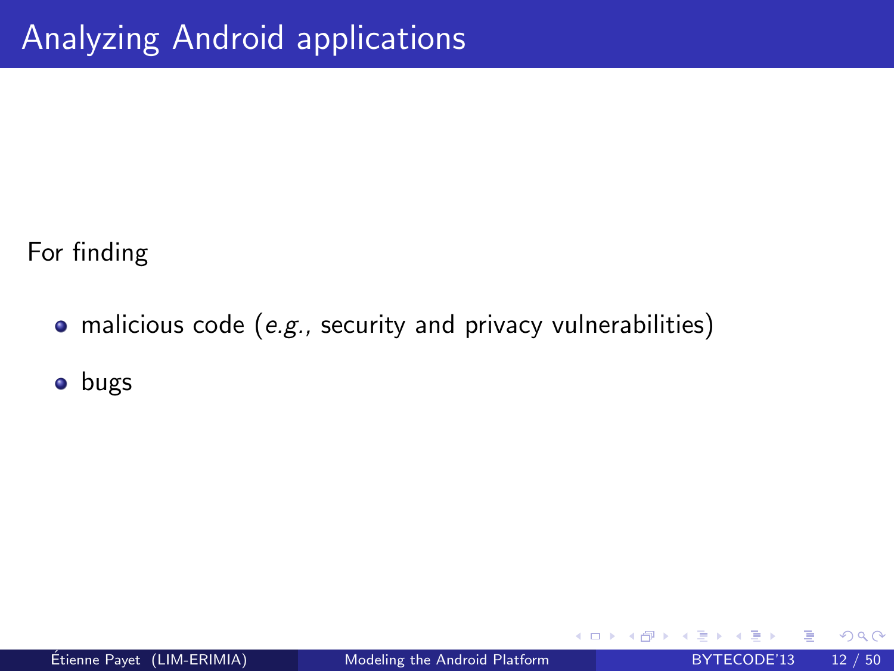# Analyzing Android applications

For finding

- malicious code (*e.g.*, security and privacy vulnerabilities)
- bugs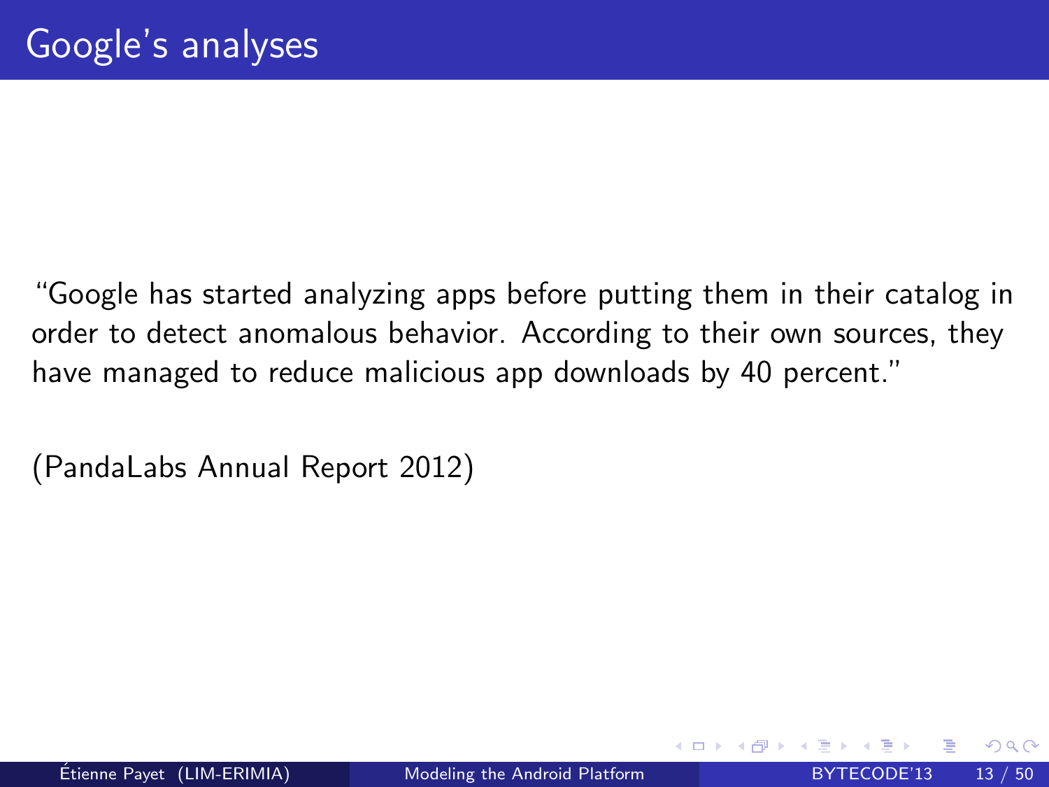# Google's analyses

"Google has started analyzing apps before putting them in their catalog in order to detect anomalous behavior. According to their own sources, they have managed to reduce malicious app downloads by 40 percent."

(PandaLabs Annual Report 2012)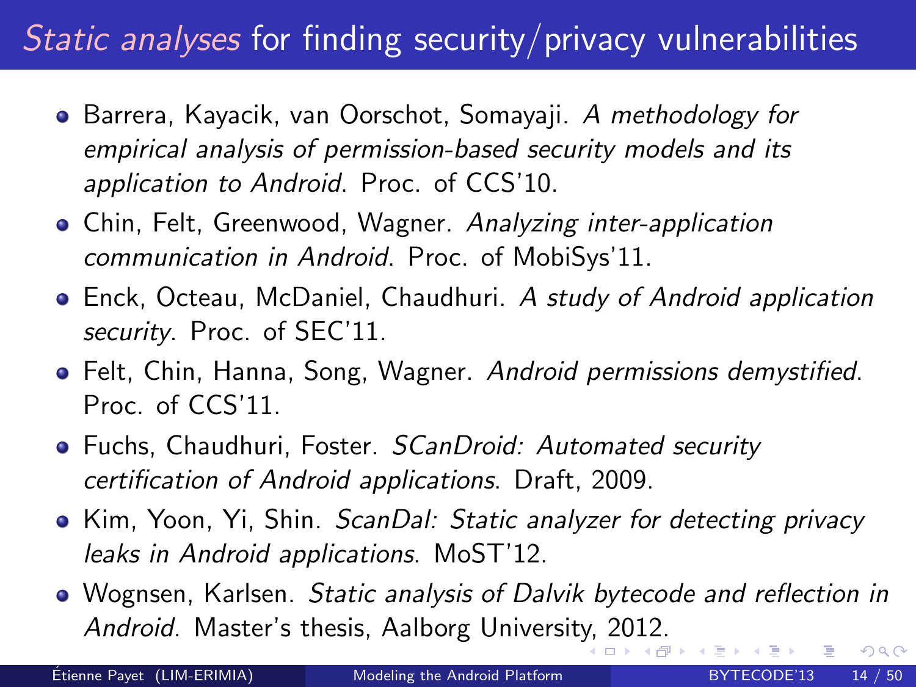# *Static analyses* for finding security/privacy vulnerabilities

- Barrera, Kayacik, van Oorschot, Somayaji. *A methodology for empirical analysis of permission-based security models and its application to Android*. Proc. of CCS'10.
- Chin, Felt, Greenwood, Wagner. *Analyzing inter-application communication in Android*. Proc. of MobiSys'11.
- Enck, Octeau, McDaniel, Chaudhuri. *A study of Android application security*. Proc. of SEC'11.
- Felt, Chin, Hanna, Song, Wagner. *Android permissions demystified*. Proc. of CCS'11.
- Fuchs, Chaudhuri, Foster. *SCanDroid: Automated security certification of Android applications*. Draft, 2009.
- Kim, Yoon, Yi, Shin. *ScanDal: Static analyzer for detecting privacy leaks in Android applications*. MoST'12.
- Wognsen, Karlsen. *Static analysis of Dalvik bytecode and reflection in Android*. Master's thesis, Aalborg University, 2012.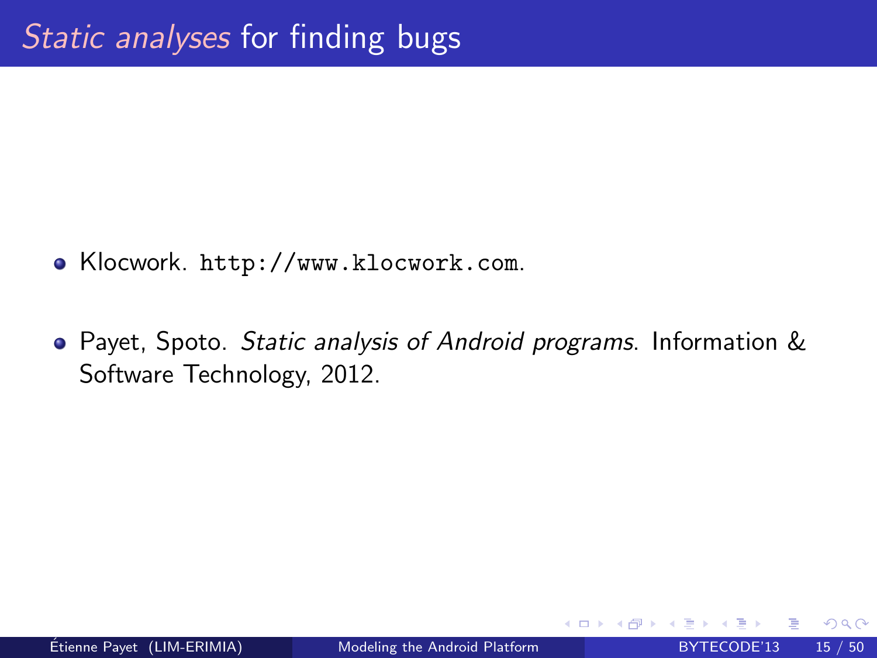# *Static analyses* for finding bugs

- Klocwork. `http://www.klocwork.com`.
- Payet, Spoto. *Static analysis of Android programs*. Information & Software Technology, 2012.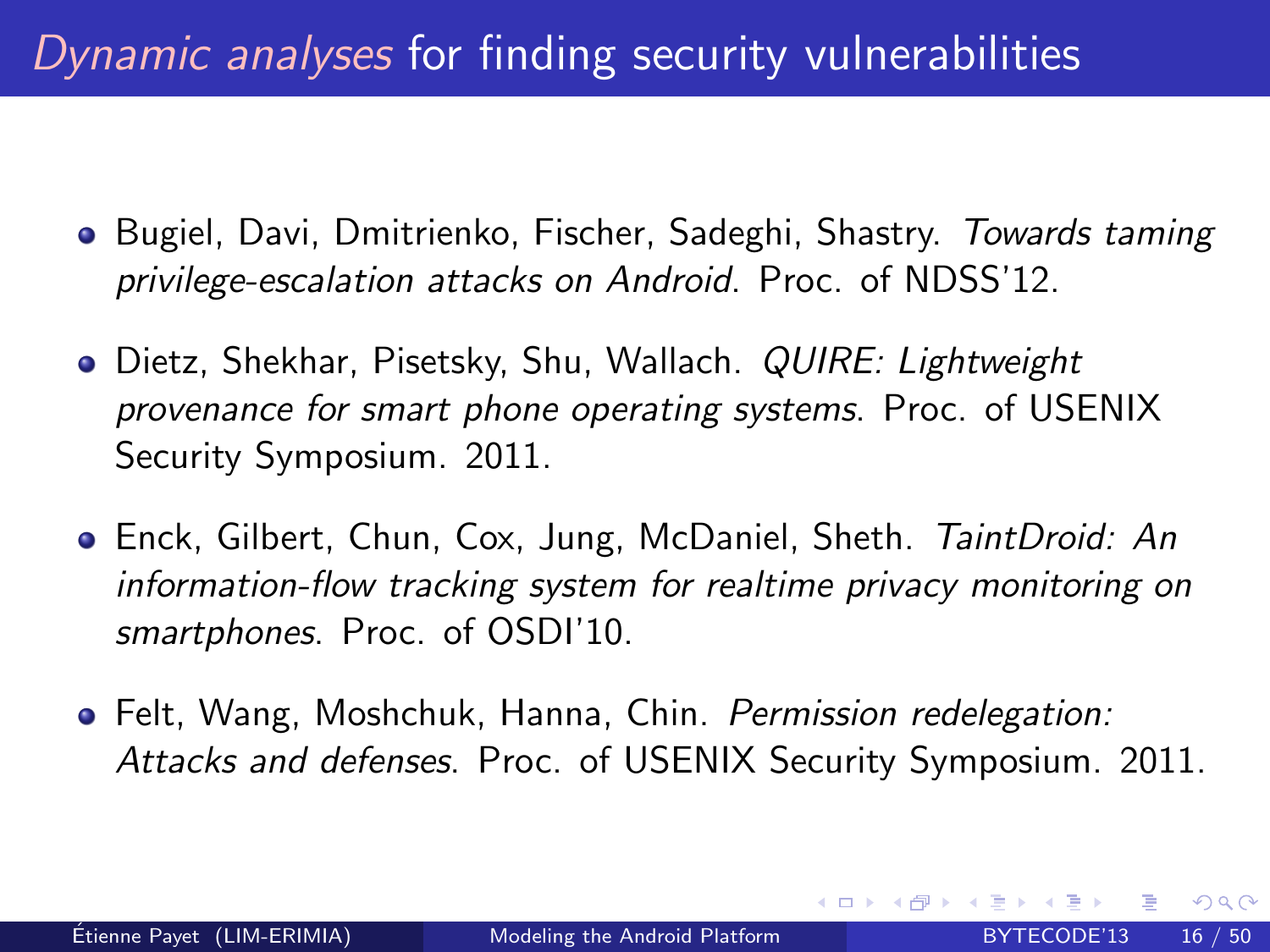# *Dynamic analyses* for finding security vulnerabilities

- Bugiel, Davi, Dmitrienko, Fischer, Sadeghi, Shastry. *Towards taming privilege-escalation attacks on Android*. Proc. of NDSS'12.
- Dietz, Shekhar, Pisetsky, Shu, Wallach. *QUIRE: Lightweight provenance for smart phone operating systems*. Proc. of USENIX Security Symposium. 2011.
- Enck, Gilbert, Chun, Cox, Jung, McDaniel, Sheth. *TaintDroid: An information-flow tracking system for realtime privacy monitoring on smartphones*. Proc. of OSDI'10.
- Felt, Wang, Moshchuk, Hanna, Chin. *Permission redelegation: Attacks and defenses*. Proc. of USENIX Security Symposium. 2011.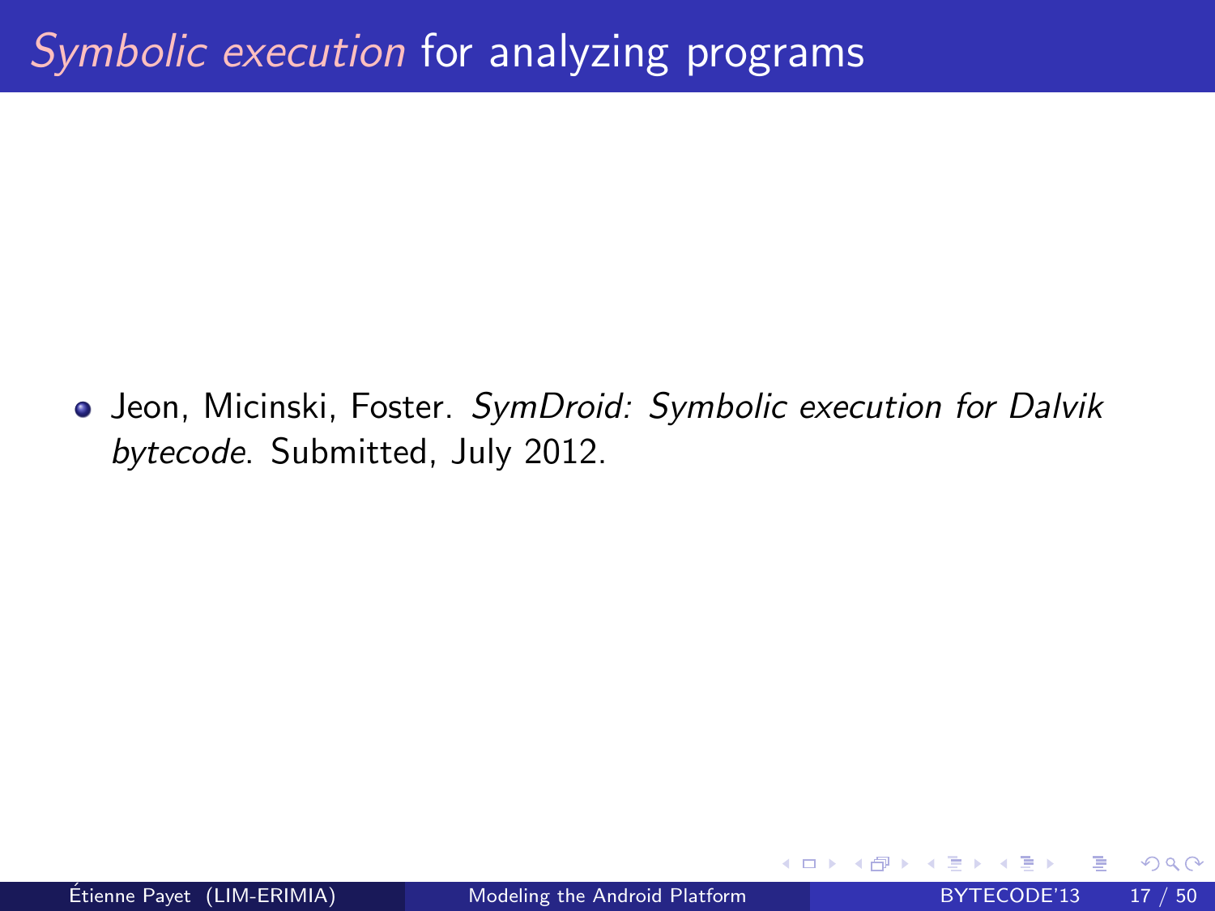# *Symbolic execution* for analyzing programs

- Jeon, Micinski, Foster. *SymDroid: Symbolic execution for Dalvik bytecode*. Submitted, July 2012.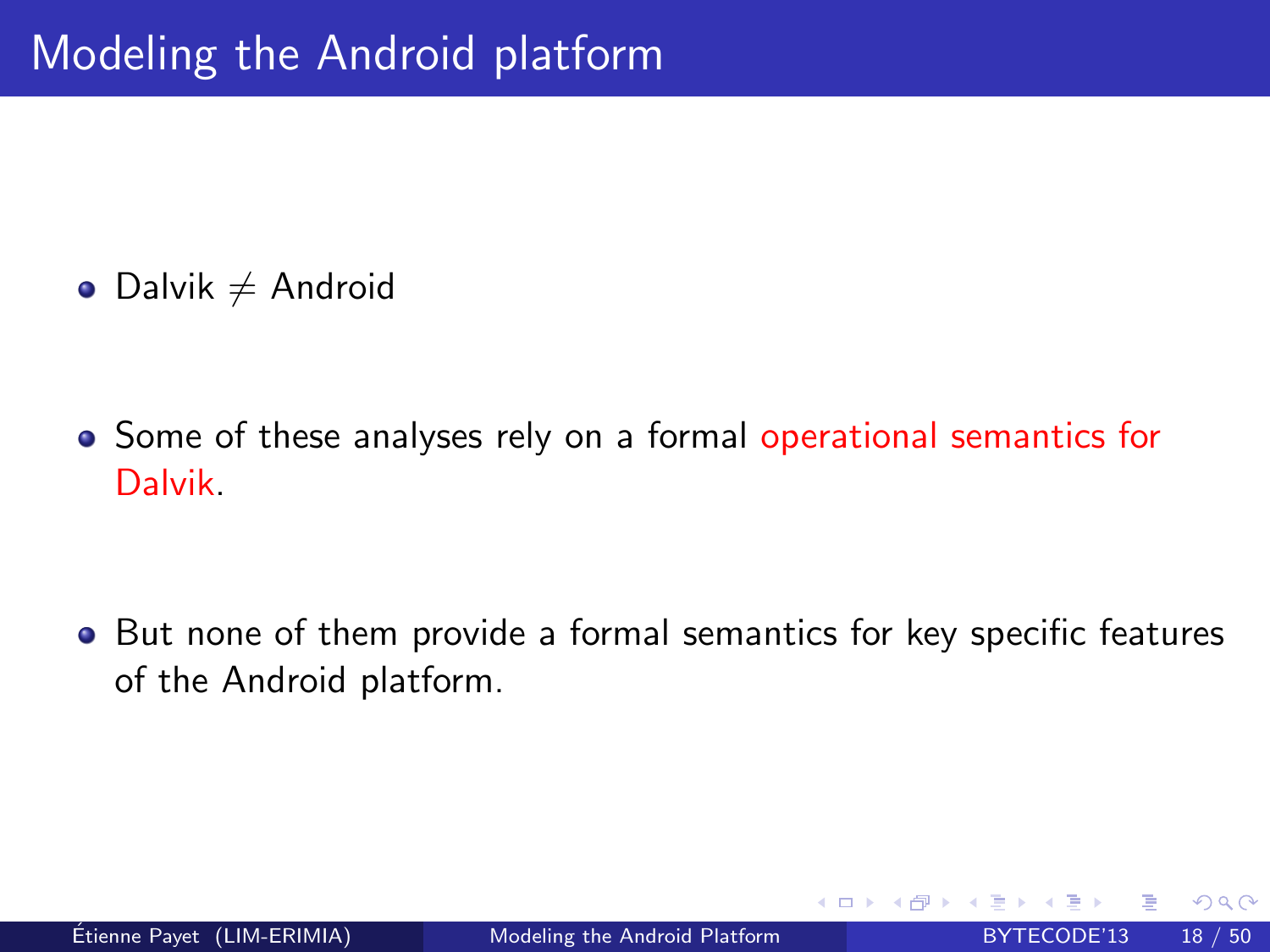# Modeling the Android platform

- Dalvik $\neq$ Android
- Some of these analyses rely on a formal operational semantics for Dalvik.
- But none of them provide a formal semantics for key specific features of the Android platform.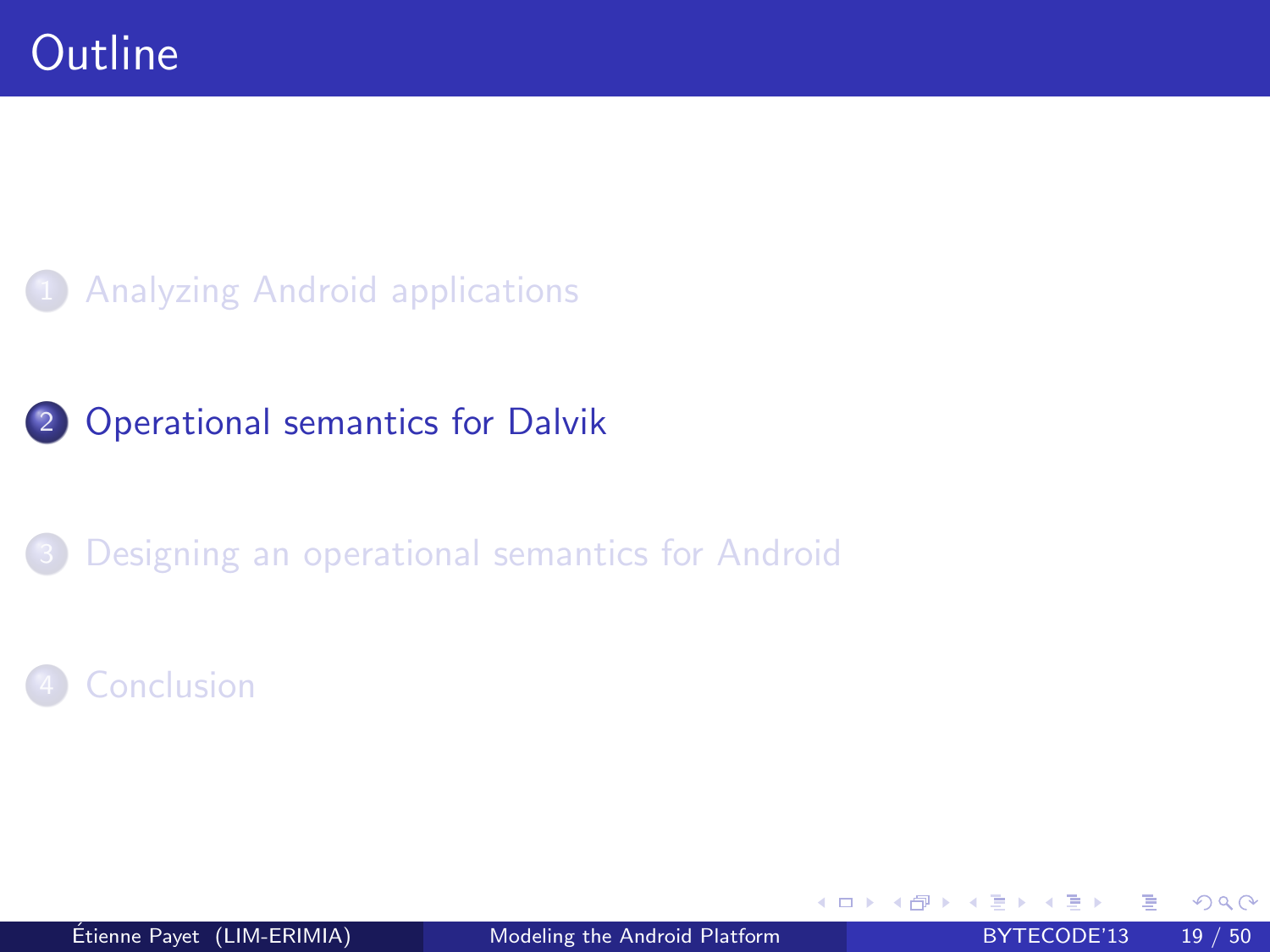# Outline

1. Analyzing Android applications
2. Operational semantics for Dalvik
3. Designing an operational semantics for Android
4. Conclusion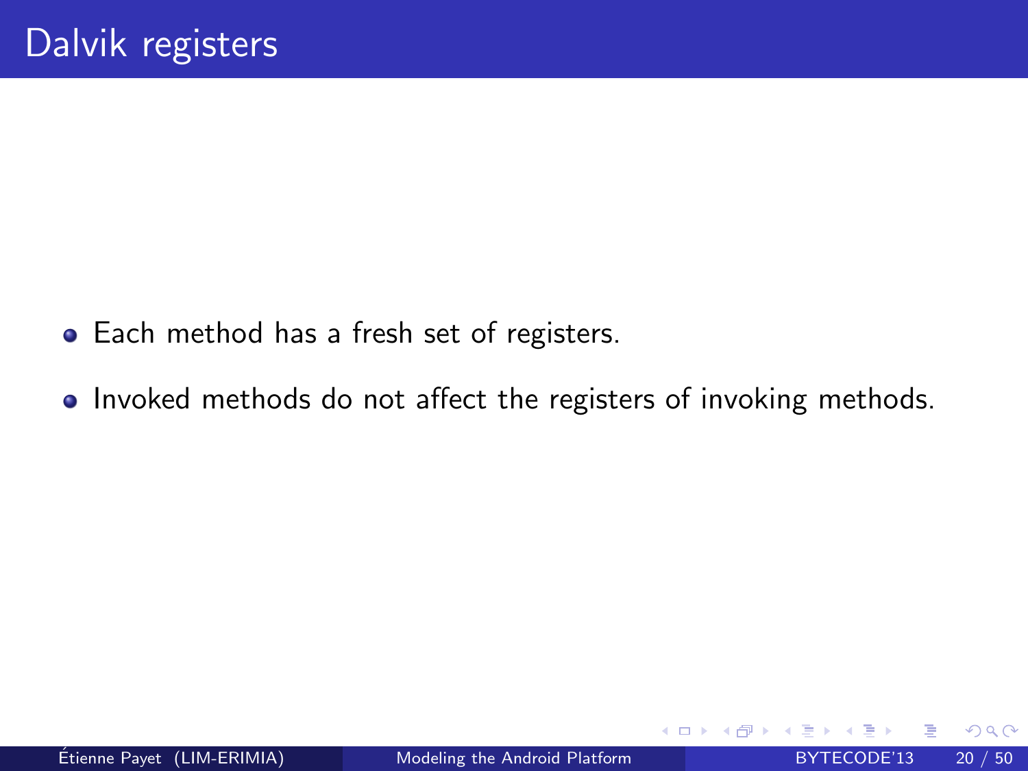# Dalvik registers

- Each method has a fresh set of registers.
- Invoked methods do not affect the registers of invoking methods.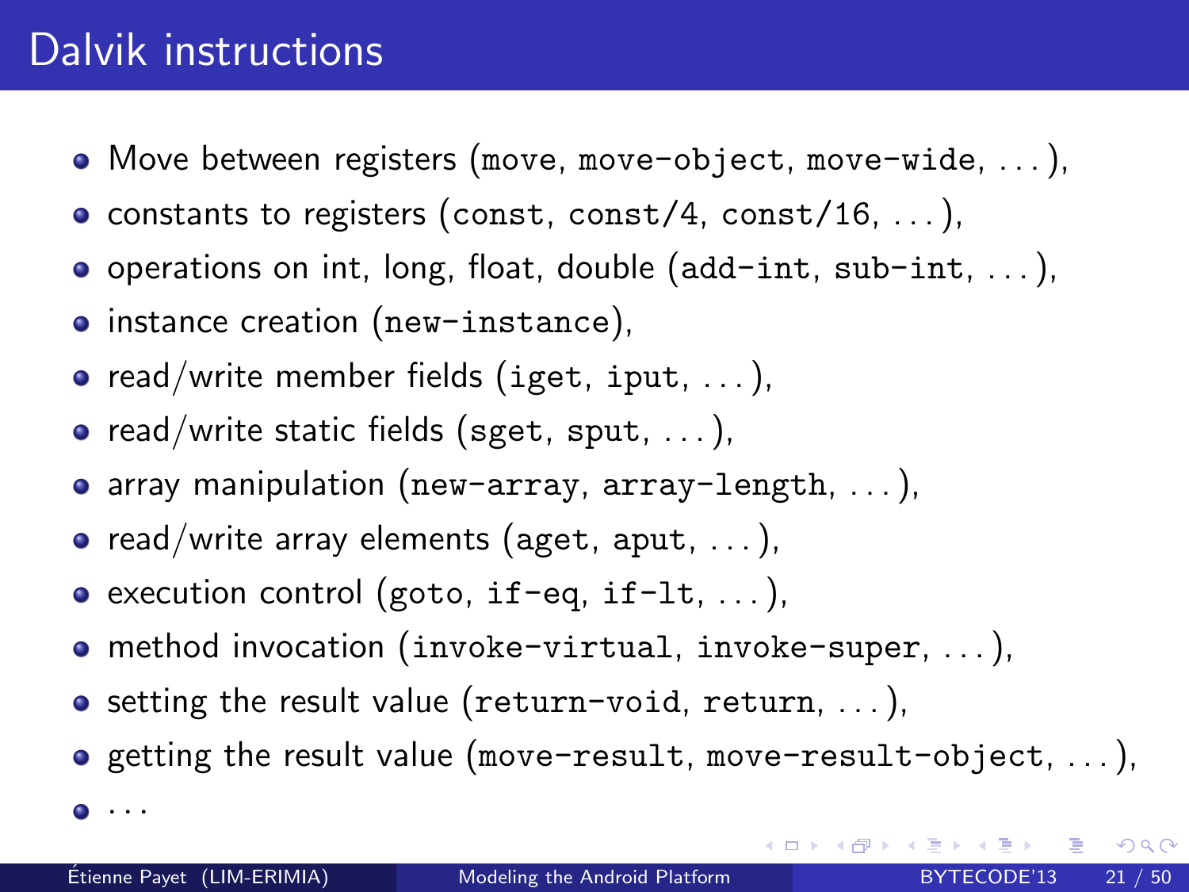# Dalvik instructions

- Move between registers (`move`, `move-object`, `move-wide`, ...),
- constants to registers (`const`, `const/4`, `const/16`, ...),
- operations on int, long, float, double (`add-int`, `sub-int`, ...),
- instance creation (`new-instance`),
- read/write member fields (`iget`, `iput`, ...),
- read/write static fields (`sget`, `sput`, ...),
- array manipulation (`new-array`, `array-length`, ...),
- read/write array elements (`aget`, `aput`, ...),
- execution control (`goto`, `if-eq`, `if-lt`, ...),
- method invocation (`invoke-virtual`, `invoke-super`, ...),
- setting the result value (`return-void`, `return`, ...),
- getting the result value (`move-result`, `move-result-object`, ...),
- ...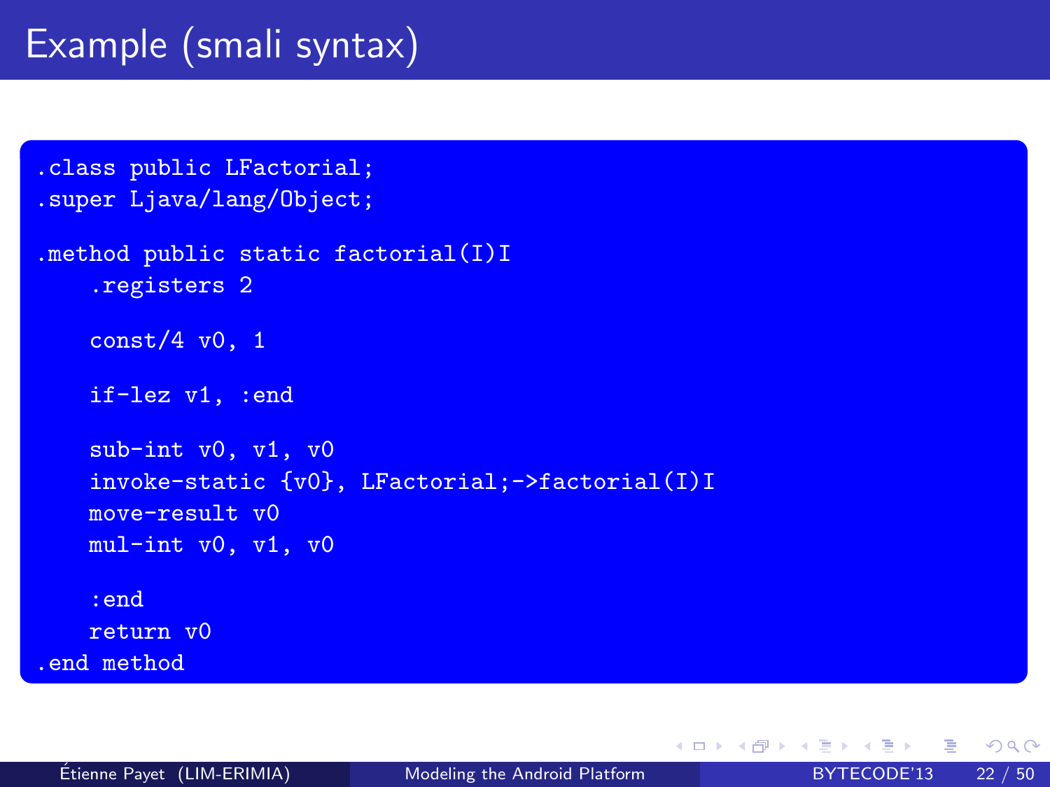# Example (smali syntax)

```
.class public LFactorial;
.super Ljava/lang/Object;

.method public static factorial(I)I
    .registers 2

    const/4 v0, 1

    if-lez v1, :end

    sub-int v0, v1, v0
    invoke-static {v0}, LFactorial;->factorial(I)I
    move-result v0
    mul-int v0, v1, v0

    :end
    return v0
.end method
```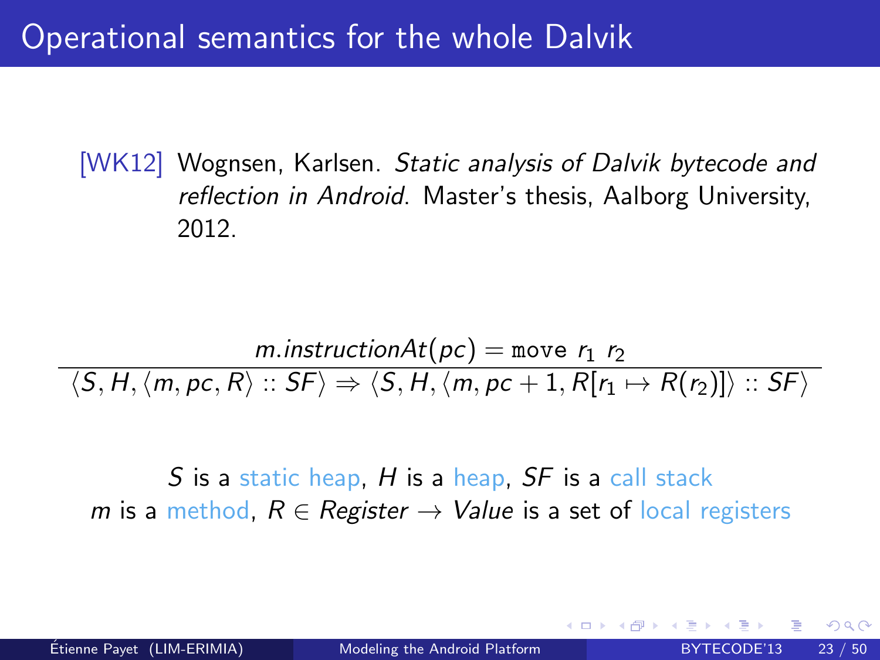# Operational semantics for the whole Dalvik

[WK12] Wognsen, Karlsen. *Static analysis of Dalvik bytecode and reflection in Android*. Master's thesis, Aalborg University, 2012.

$$\frac{m.instructionAt(pc) = \texttt{move}\ r_1\ r_2}{\langle S, H, \langle m, pc, R \rangle :: SF \rangle \Rightarrow \langle S, H, \langle m, pc+1, R[r_1 \mapsto R(r_2)] \rangle :: SF \rangle}$$

$S$ is a static heap, $H$ is a heap, $SF$ is a call stack
$m$ is a method, $R \in Register \rightarrow Value$ is a set of local registers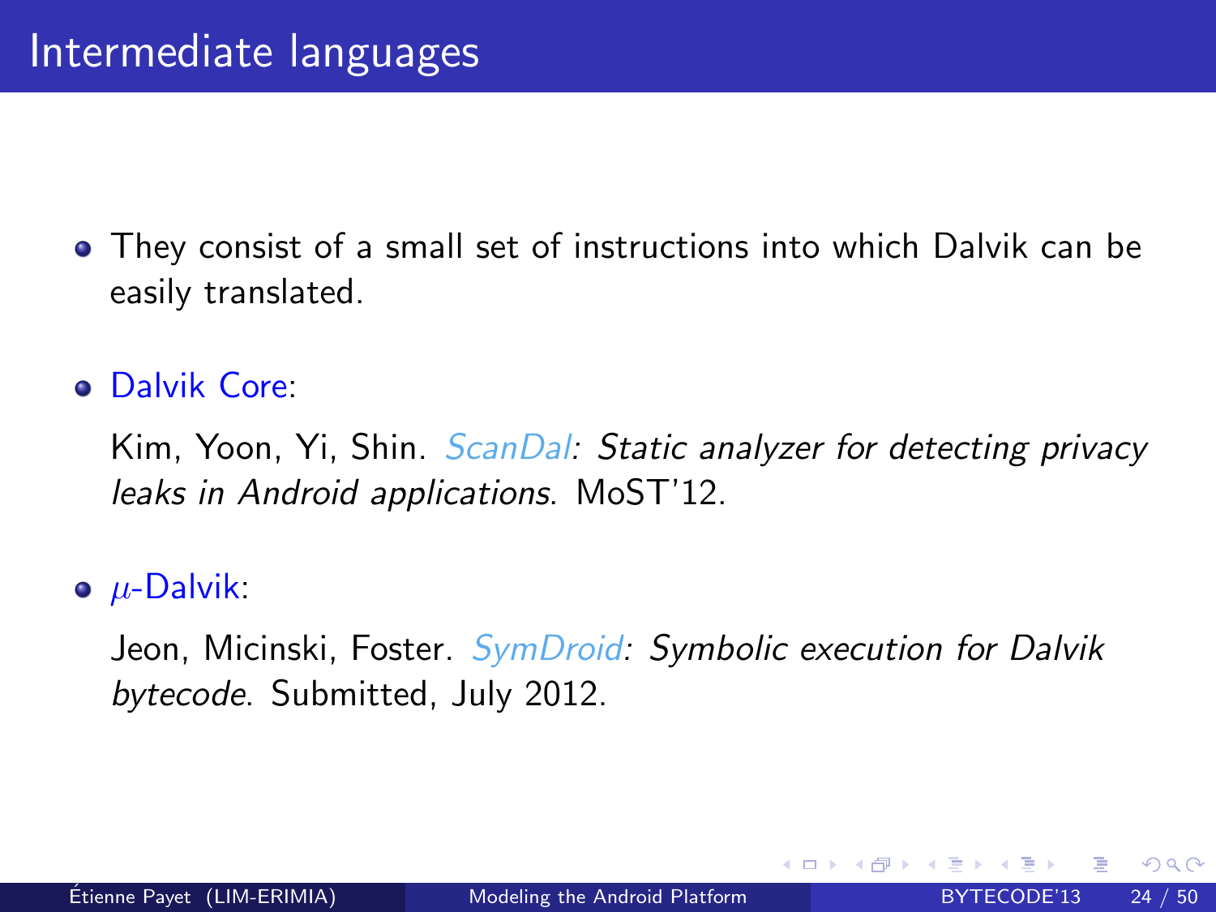# Intermediate languages

- They consist of a small set of instructions into which Dalvik can be easily translated.

- Dalvik Core:

  Kim, Yoon, Yi, Shin. *ScanDal: Static analyzer for detecting privacy leaks in Android applications*. MoST'12.

- $\mu$-Dalvik:

  Jeon, Micinski, Foster. *SymDroid: Symbolic execution for Dalvik bytecode*. Submitted, July 2012.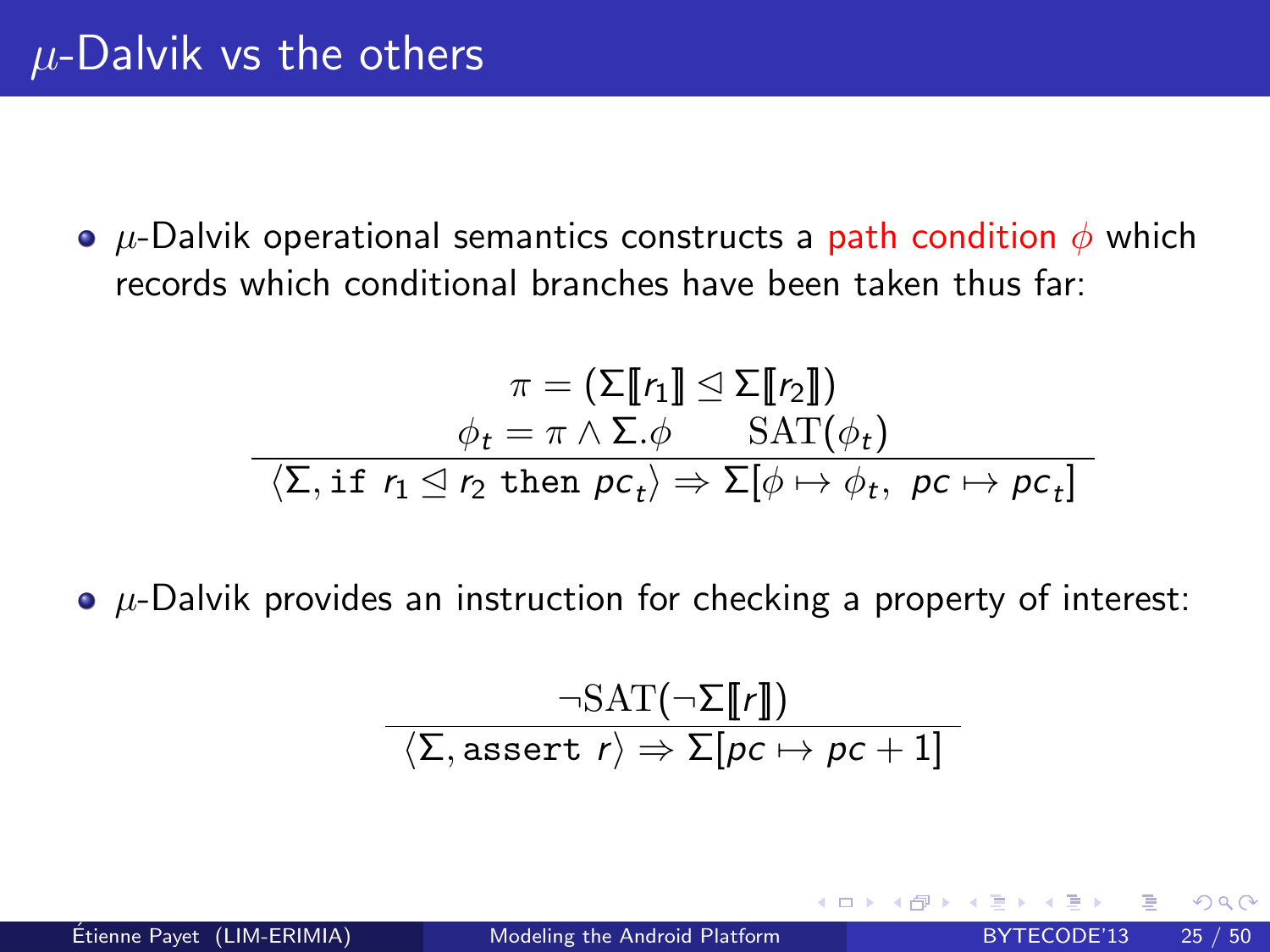# $\mu$-Dalvik vs the others

- $\mu$-Dalvik operational semantics constructs a path condition $\phi$ which records which conditional branches have been taken thus far:

$$\frac{\begin{array}{c}\pi = (\Sigma[\![r_1]\!] \trianglelefteq \Sigma[\![r_2]\!]) \\ \phi_t = \pi \wedge \Sigma.\phi \qquad \mathrm{SAT}(\phi_t)\end{array}}{\langle \Sigma, \texttt{if}\ r_1 \trianglelefteq r_2\ \texttt{then}\ pc_t \rangle \Rightarrow \Sigma[\phi \mapsto \phi_t,\ pc \mapsto pc_t]}$$

- $\mu$-Dalvik provides an instruction for checking a property of interest:

$$\frac{\neg\mathrm{SAT}(\neg\Sigma[\![r]\!])}{\langle \Sigma, \texttt{assert}\ r \rangle \Rightarrow \Sigma[pc \mapsto pc + 1]}$$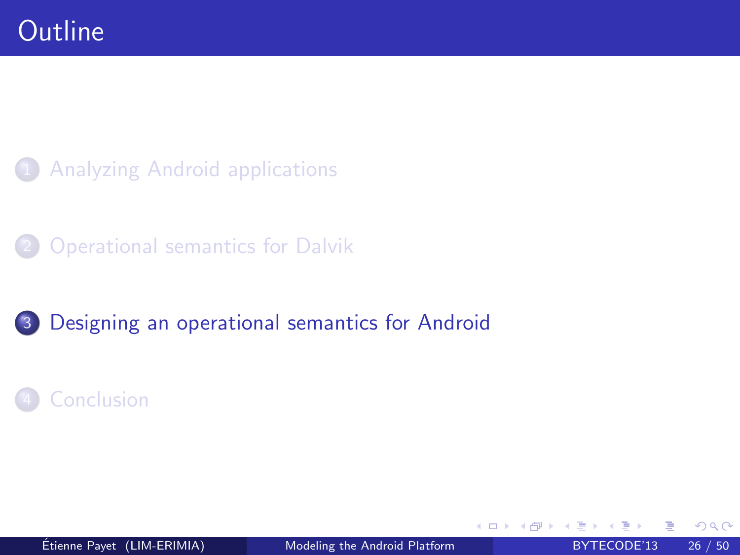# Outline

1. Analyzing Android applications

2. Operational semantics for Dalvik

3. Designing an operational semantics for Android

4. Conclusion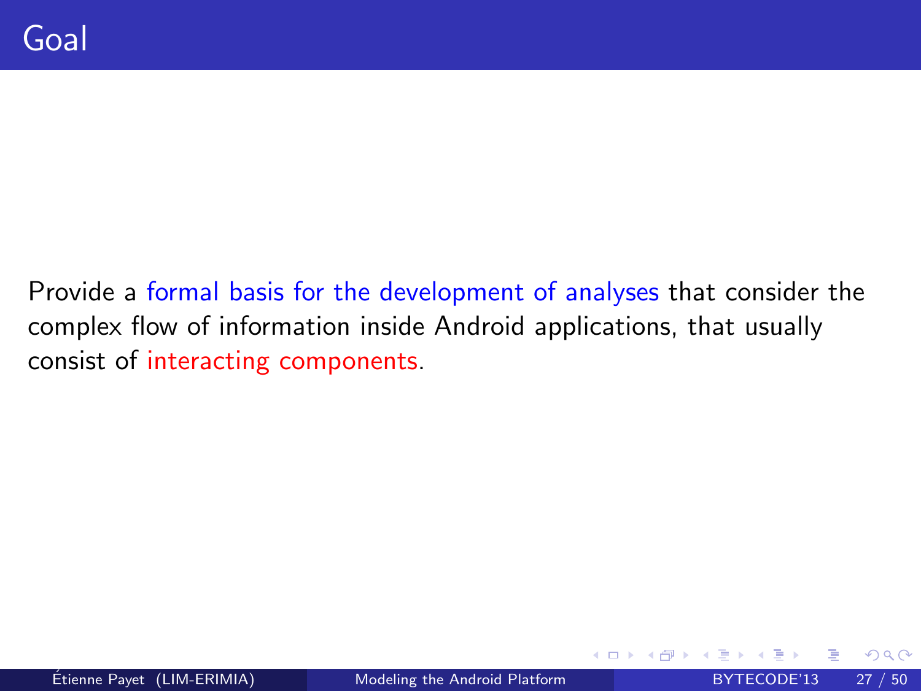# Goal

Provide a formal basis for the development of analyses that consider the complex flow of information inside Android applications, that usually consist of interacting components.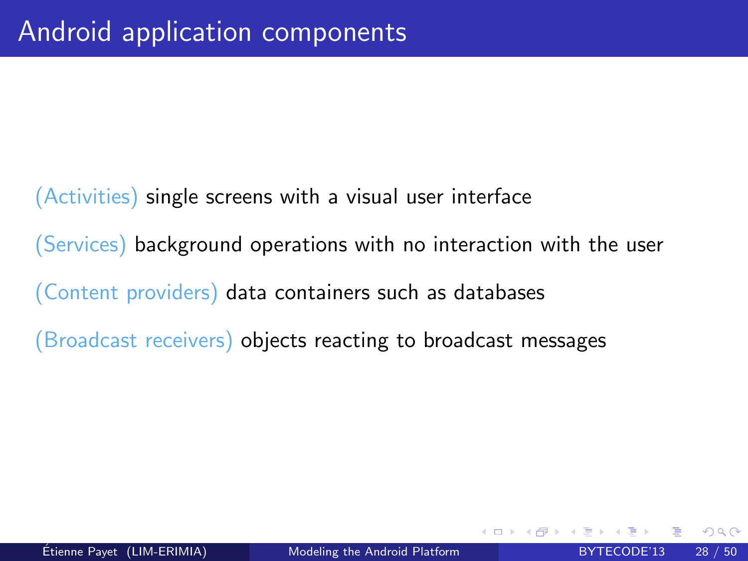# Android application components

(Activities) single screens with a visual user interface

(Services) background operations with no interaction with the user

(Content providers) data containers such as databases

(Broadcast receivers) objects reacting to broadcast messages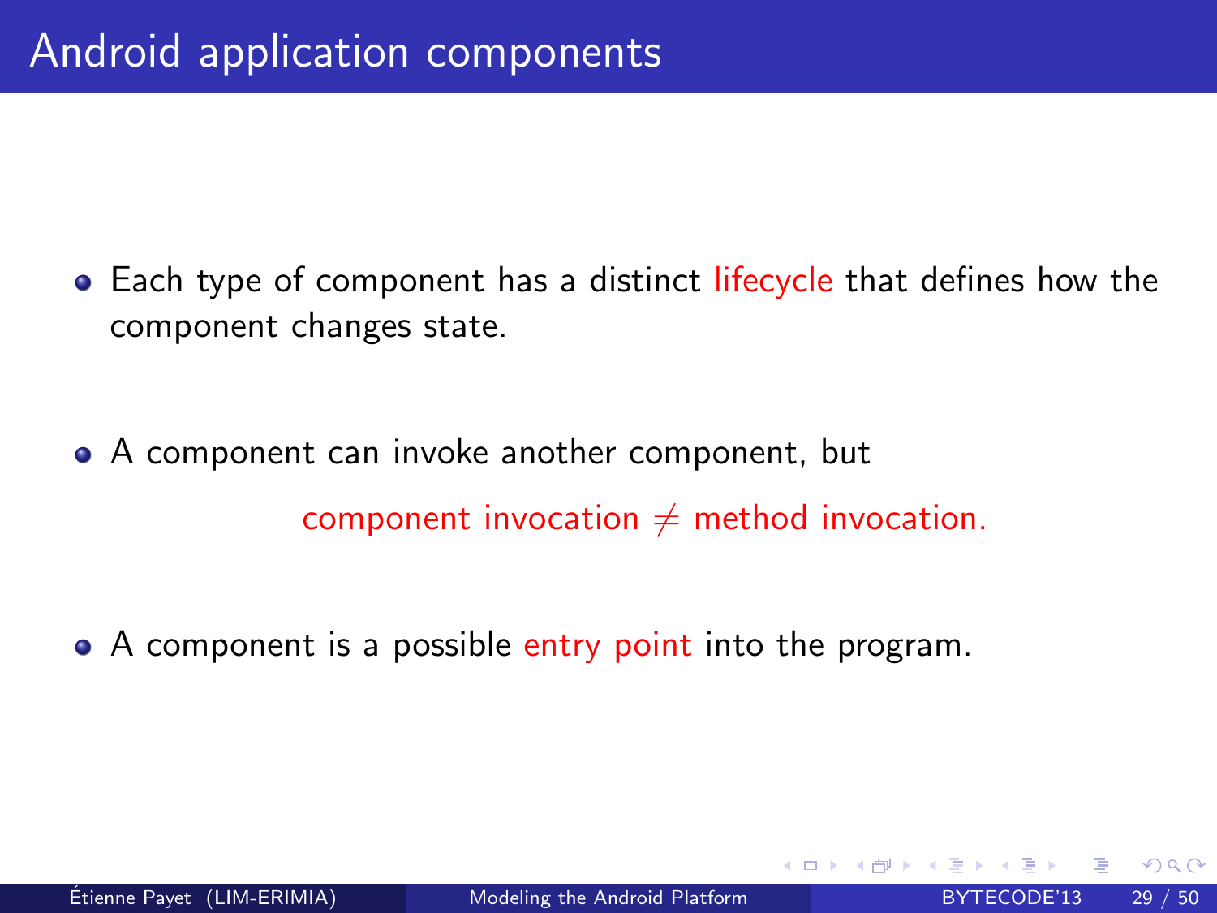# Android application components

- Each type of component has a distinct lifecycle that defines how the component changes state.
- A component can invoke another component, but

  component invocation $\neq$ method invocation.

- A component is a possible entry point into the program.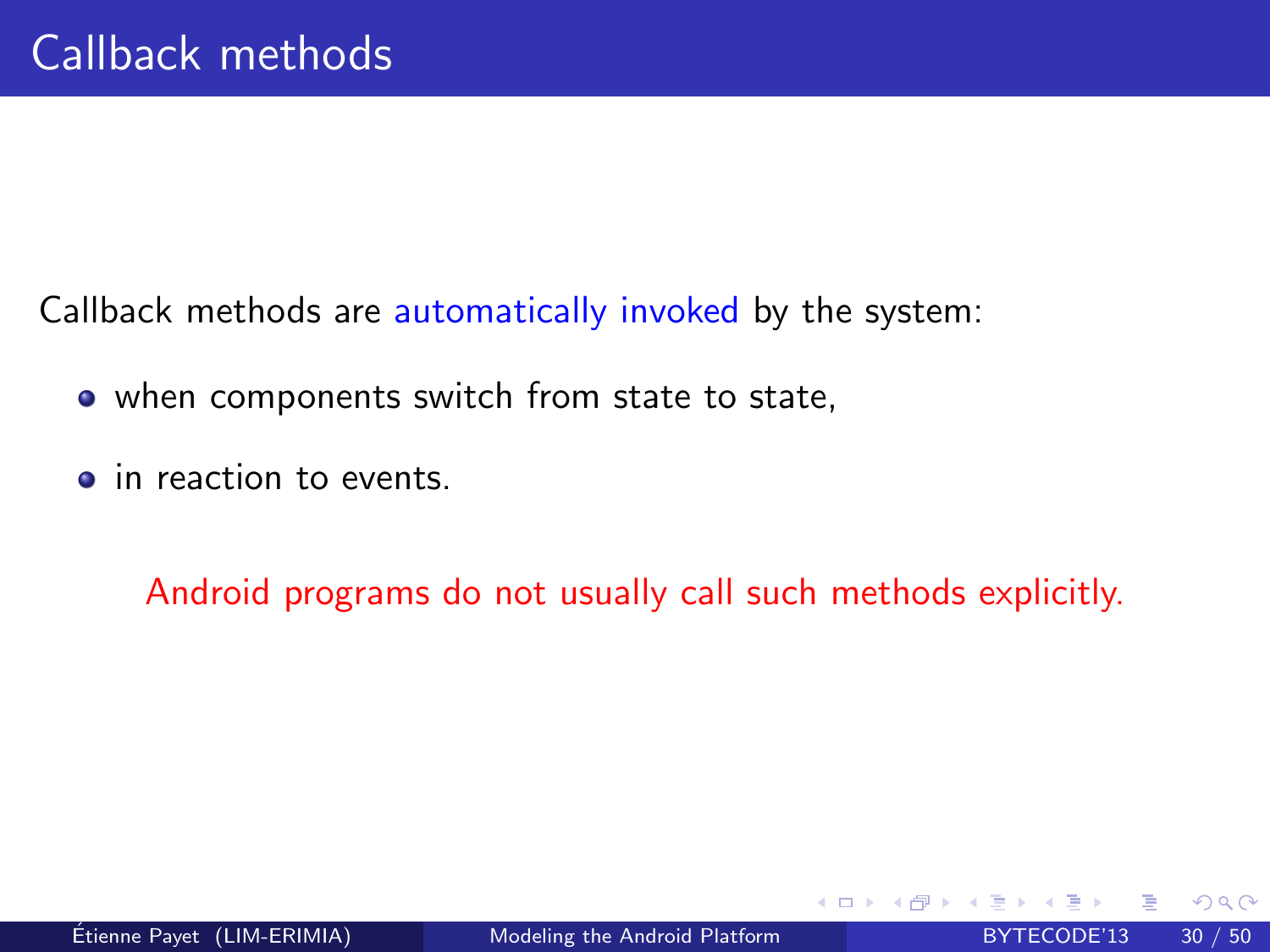# Callback methods

Callback methods are automatically invoked by the system:

- when components switch from state to state,
- in reaction to events.

Android programs do not usually call such methods explicitly.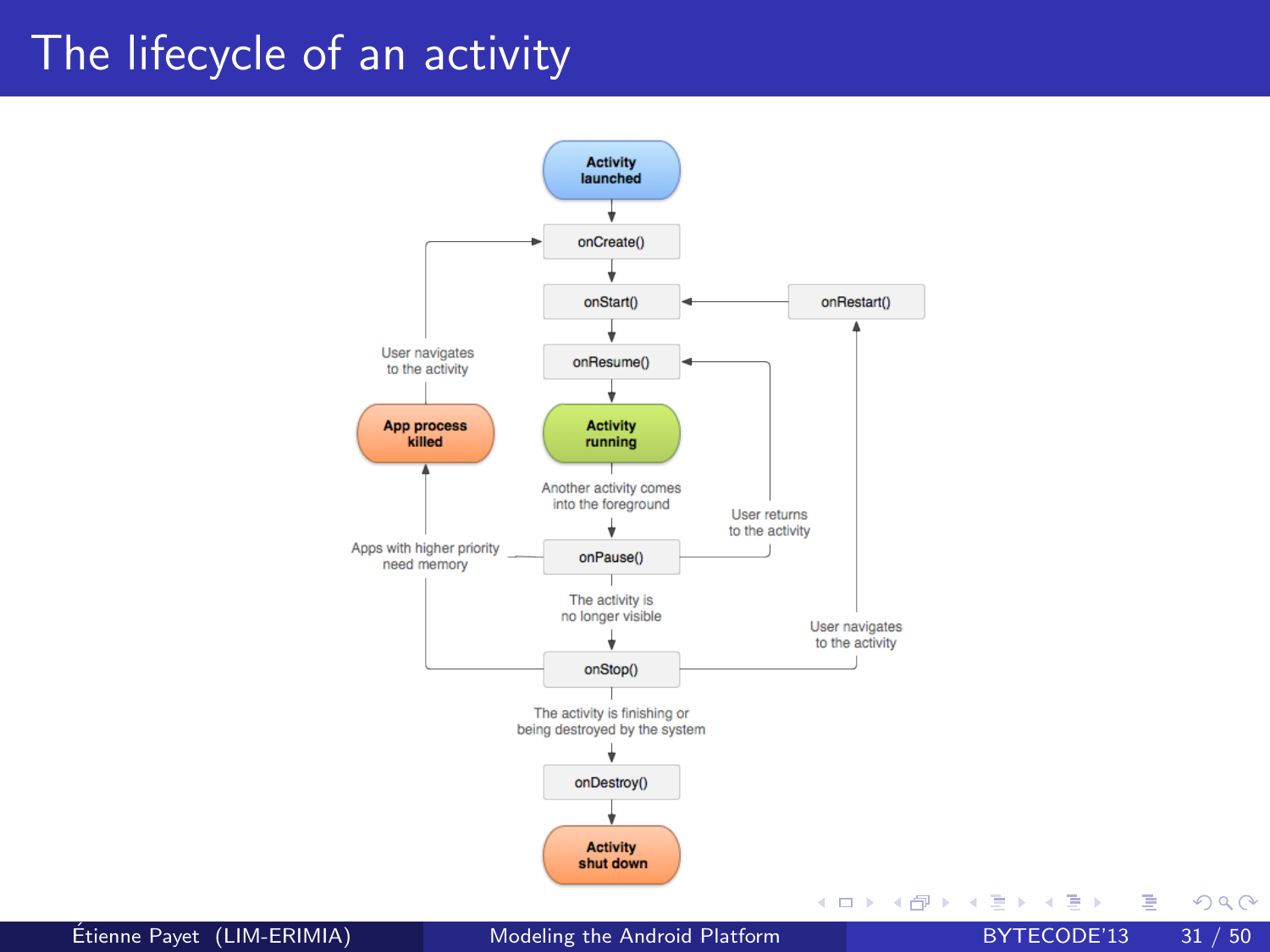# The lifecycle of an activity

Activity launched

onCreate()

onStart()

onRestart()

onResume()

User navigates to the activity

App process killed

Activity running

Another activity comes into the foreground

User returns to the activity

Apps with higher priority need memory

onPause()

The activity is no longer visible

User navigates to the activity

onStop()

The activity is finishing or being destroyed by the system

onDestroy()

Activity shut down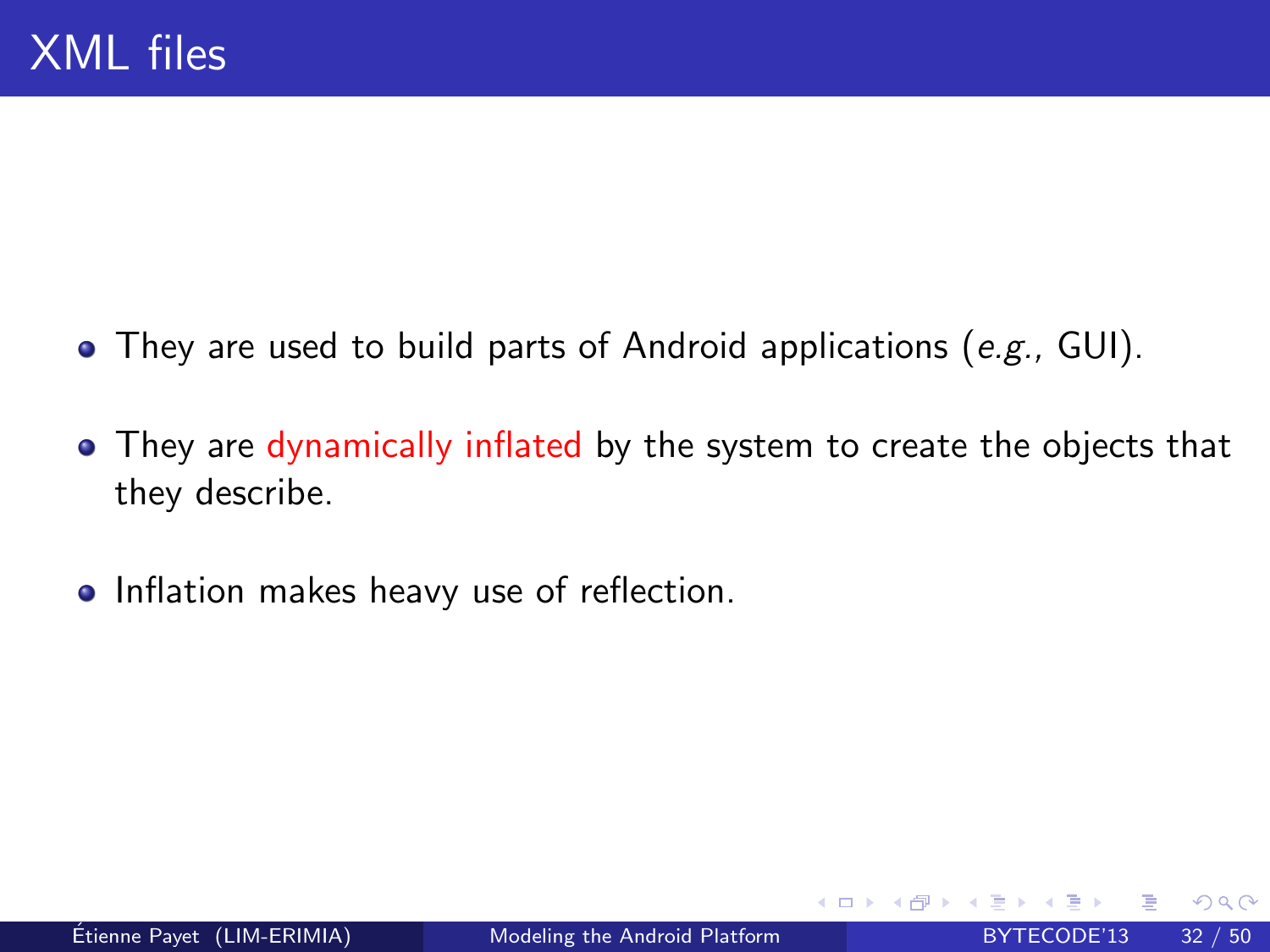# XML files

- They are used to build parts of Android applications (*e.g.*, GUI).
- They are dynamically inflated by the system to create the objects that they describe.
- Inflation makes heavy use of reflection.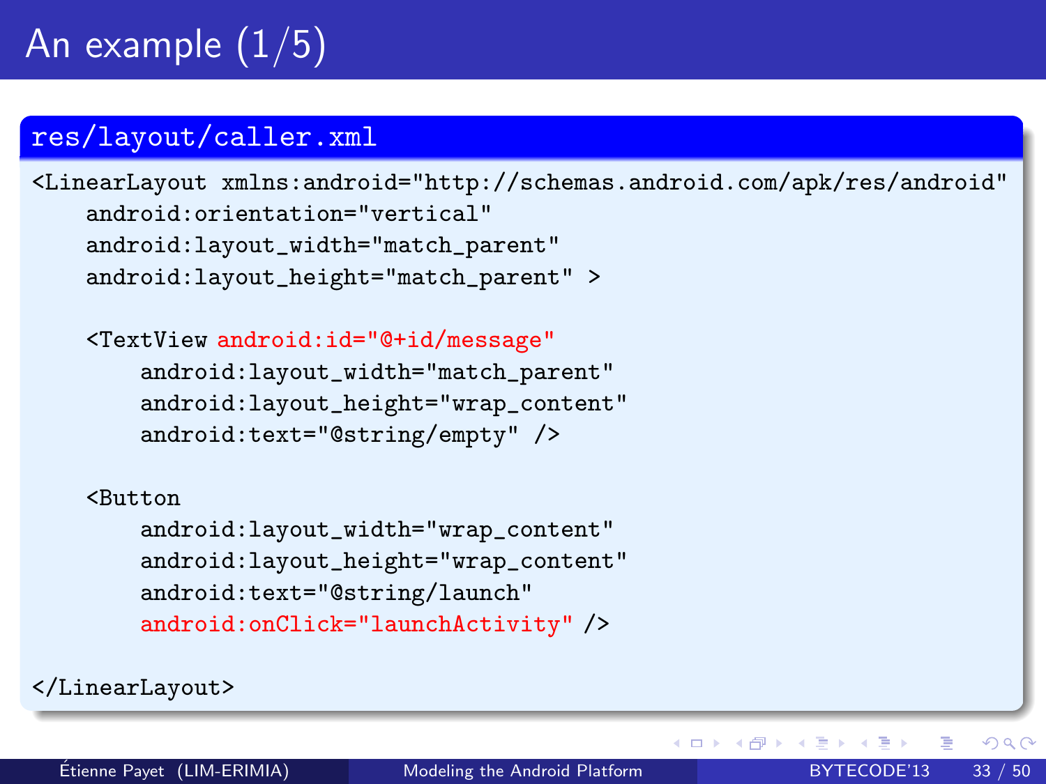# An example (1/5)

**res/layout/caller.xml**

```
<LinearLayout xmlns:android="http://schemas.android.com/apk/res/android"
    android:orientation="vertical"
    android:layout_width="match_parent"
    android:layout_height="match_parent" >

    <TextView android:id="@+id/message"
        android:layout_width="match_parent"
        android:layout_height="wrap_content"
        android:text="@string/empty" />

    <Button
        android:layout_width="wrap_content"
        android:layout_height="wrap_content"
        android:text="@string/launch"
        android:onClick="launchActivity" />

</LinearLayout>
```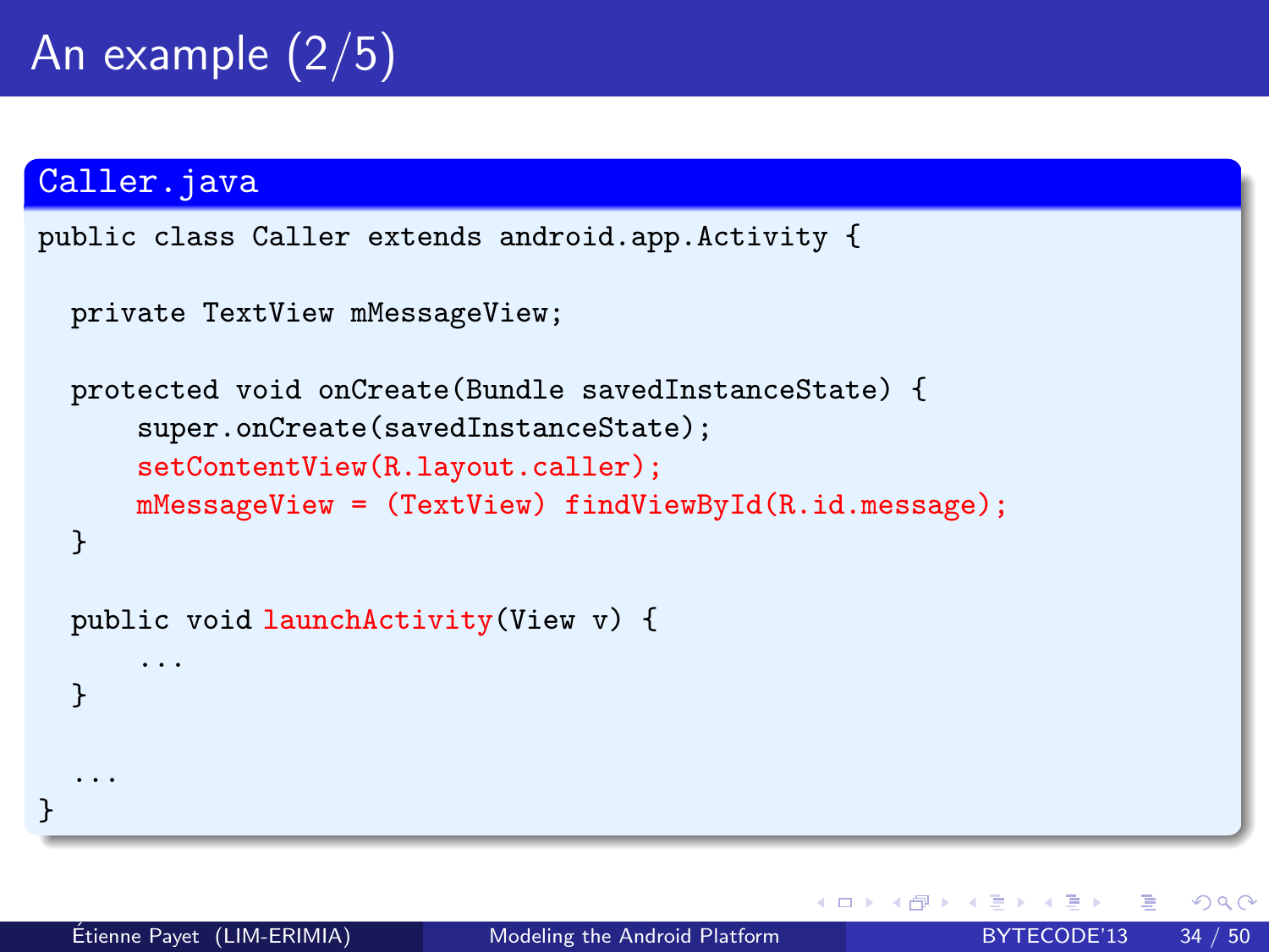# An example (2/5)

**Caller.java**

```java
public class Caller extends android.app.Activity {

  private TextView mMessageView;

  protected void onCreate(Bundle savedInstanceState) {
      super.onCreate(savedInstanceState);
      setContentView(R.layout.caller);
      mMessageView = (TextView) findViewById(R.id.message);
  }

  public void launchActivity(View v) {
      ...
  }

  ...
}
```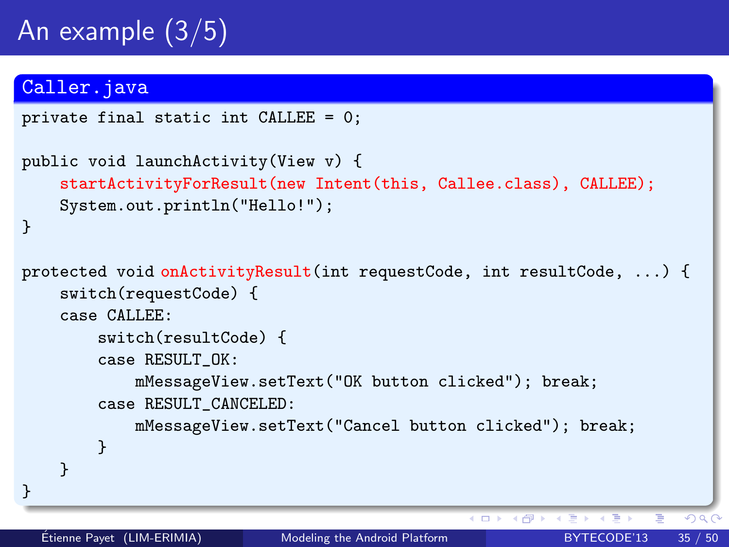# An example (3/5)

**Caller.java**

```
private final static int CALLEE = 0;

public void launchActivity(View v) {
    startActivityForResult(new Intent(this, Callee.class), CALLEE);
    System.out.println("Hello!");
}

protected void onActivityResult(int requestCode, int resultCode, ...) {
    switch(requestCode) {
    case CALLEE:
        switch(resultCode) {
        case RESULT_OK:
            mMessageView.setText("OK button clicked"); break;
        case RESULT_CANCELED:
            mMessageView.setText("Cancel button clicked"); break;
        }
    }
}
```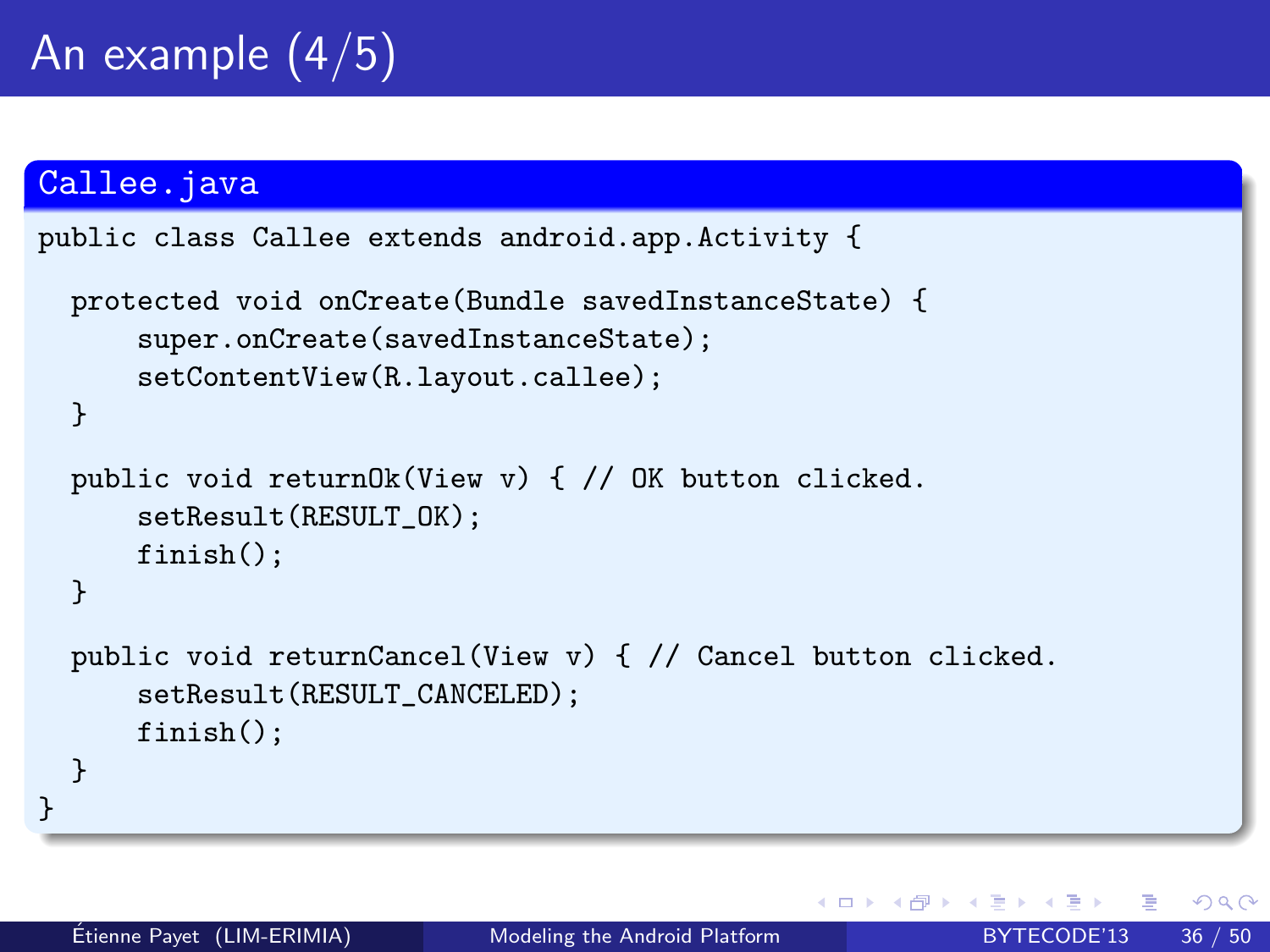# An example (4/5)

**Callee.java**

```java
public class Callee extends android.app.Activity {

  protected void onCreate(Bundle savedInstanceState) {
      super.onCreate(savedInstanceState);
      setContentView(R.layout.callee);
  }

  public void returnOk(View v) { // OK button clicked.
      setResult(RESULT_OK);
      finish();
  }

  public void returnCancel(View v) { // Cancel button clicked.
      setResult(RESULT_CANCELED);
      finish();
  }
}
```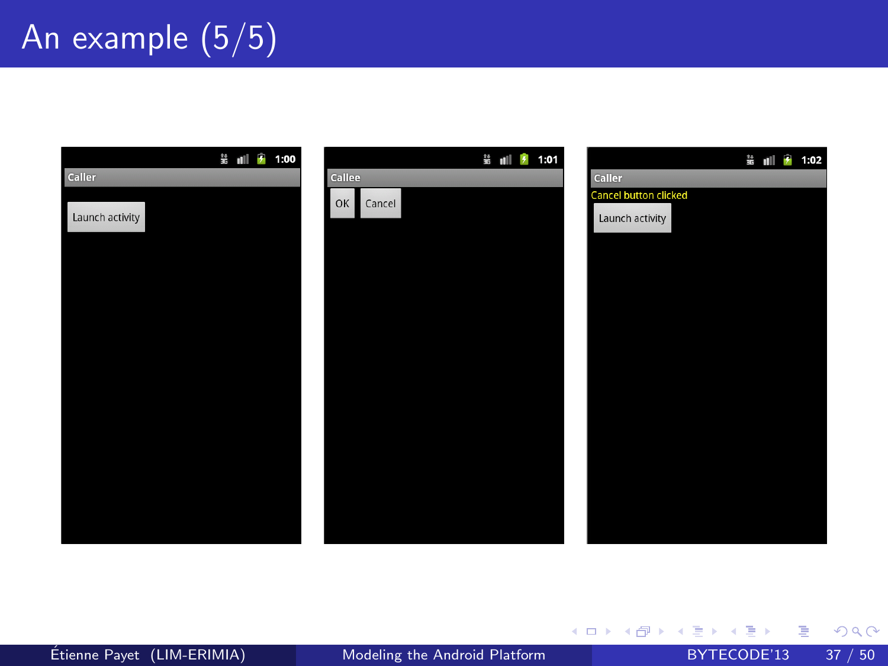# An example (5/5)

Caller

Launch activity

Callee

OK Cancel

Caller

Cancel button clicked

Launch activity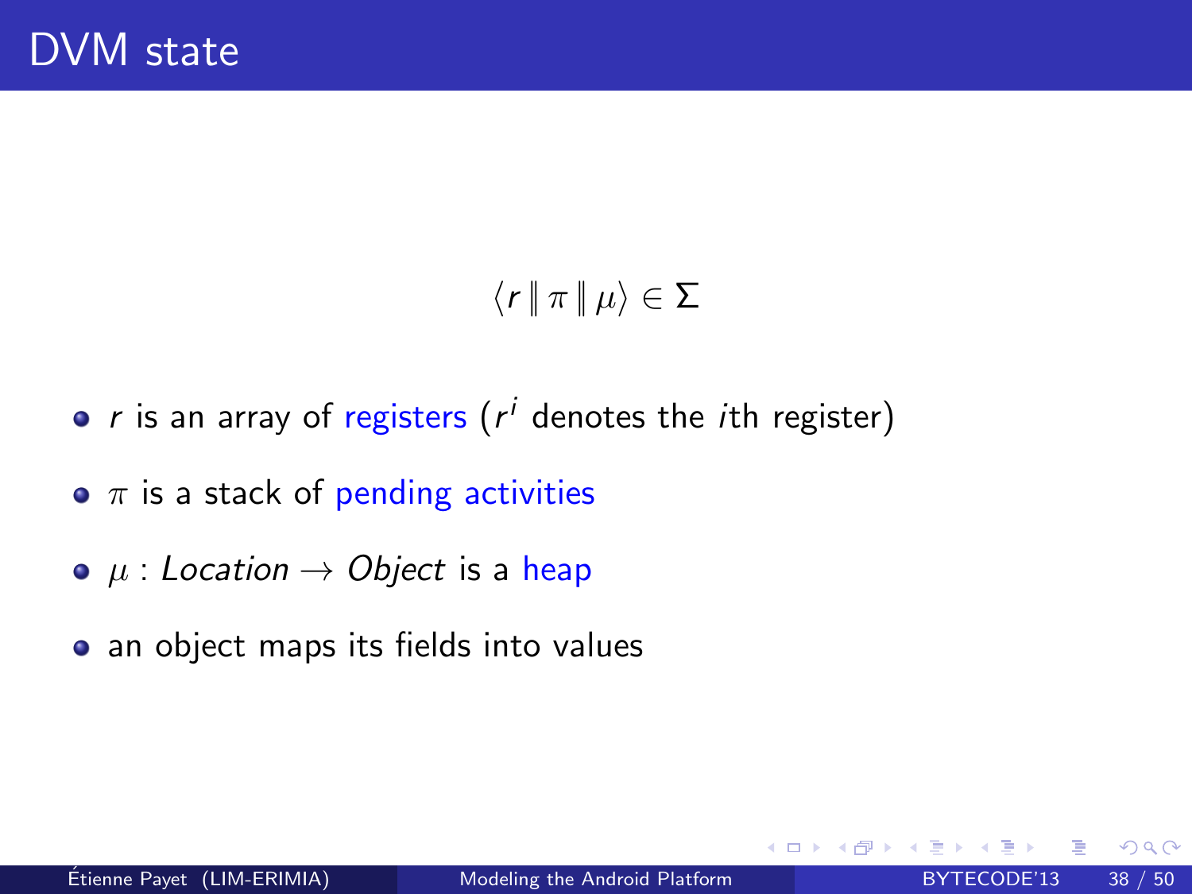# DVM state

$$\langle r \parallel \pi \parallel \mu \rangle \in \Sigma$$

- $r$ is an array of registers ($r^i$ denotes the $i$th register)
- $\pi$ is a stack of pending activities
- $\mu : \mathit{Location} \rightarrow \mathit{Object}$ is a heap
- an object maps its fields into values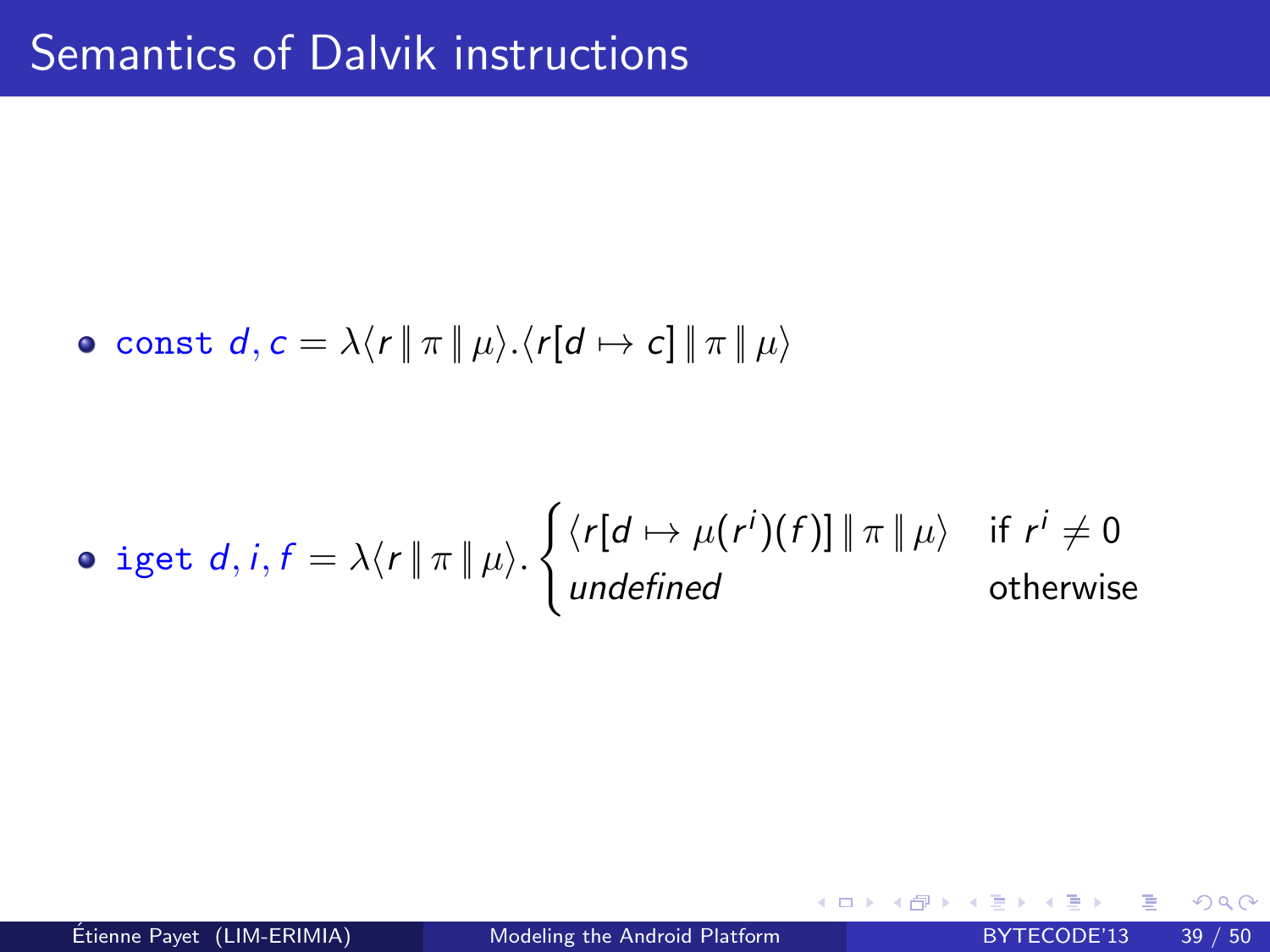# Semantics of Dalvik instructions

- `const` $d, c = \lambda\langle r \parallel \pi \parallel \mu\rangle.\langle r[d \mapsto c] \parallel \pi \parallel \mu\rangle$

- `iget` $d, i, f = \lambda\langle r \parallel \pi \parallel \mu\rangle. \begin{cases} \langle r[d \mapsto \mu(r^i)(f)] \parallel \pi \parallel \mu\rangle & \text{if } r^i \neq 0 \\ \textit{undefined} & \text{otherwise} \end{cases}$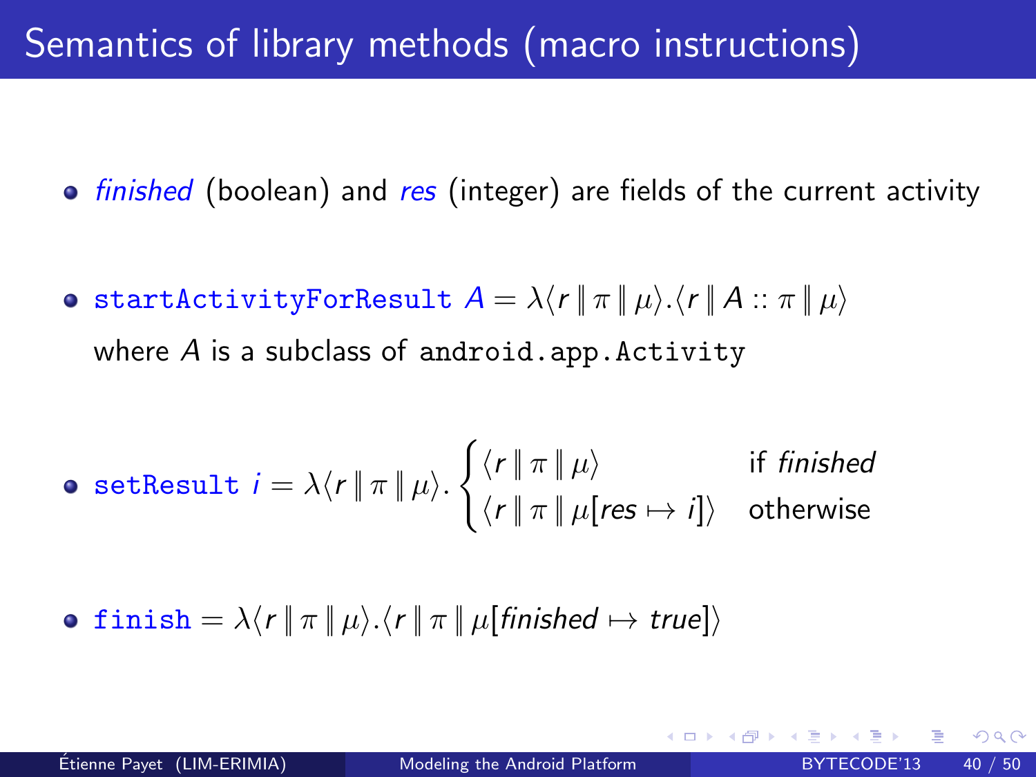# Semantics of library methods (macro instructions)

- *finished* (boolean) and *res* (integer) are fields of the current activity

- `startActivityForResult` $A = \lambda\langle r \parallel \pi \parallel \mu\rangle.\langle r \parallel A :: \pi \parallel \mu\rangle$

  where $A$ is a subclass of `android.app.Activity`

- `setResult` $i = \lambda\langle r \parallel \pi \parallel \mu\rangle. \begin{cases} \langle r \parallel \pi \parallel \mu\rangle & \text{if } \mathit{finished} \\ \langle r \parallel \pi \parallel \mu[\mathit{res} \mapsto i]\rangle & \text{otherwise} \end{cases}$

- `finish` $= \lambda\langle r \parallel \pi \parallel \mu\rangle.\langle r \parallel \pi \parallel \mu[\mathit{finished} \mapsto \mathit{true}]\rangle$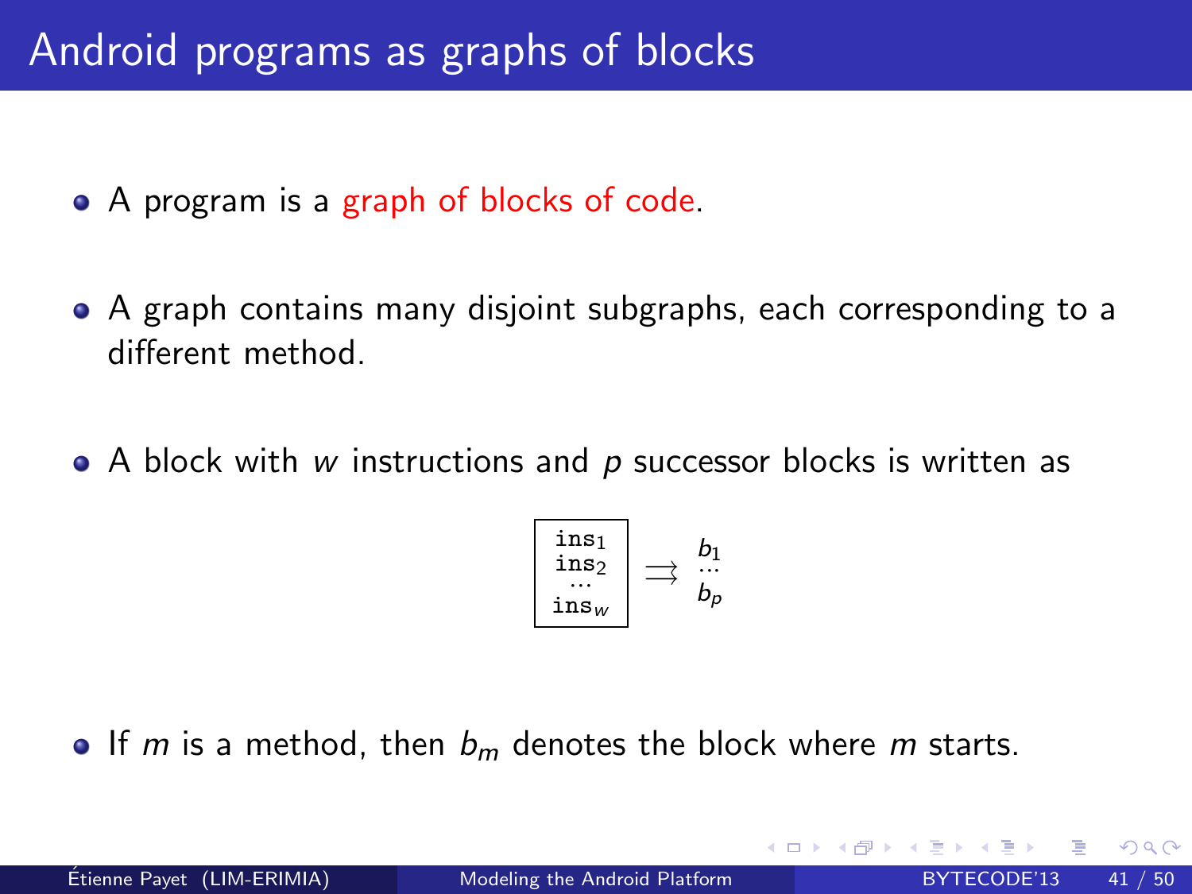# Android programs as graphs of blocks

- A program is a graph of blocks of code.
- A graph contains many disjoint subgraphs, each corresponding to a different method.
- A block with $w$ instructions and $p$ successor blocks is written as

$$\boxed{\begin{array}{c}\texttt{ins}_1\\ \texttt{ins}_2\\ \cdots\\ \texttt{ins}_w\end{array}} \rightrightarrows \begin{array}{c} b_1 \\ \cdots \\ b_p \end{array}$$

- If $m$ is a method, then $b_m$ denotes the block where $m$ starts.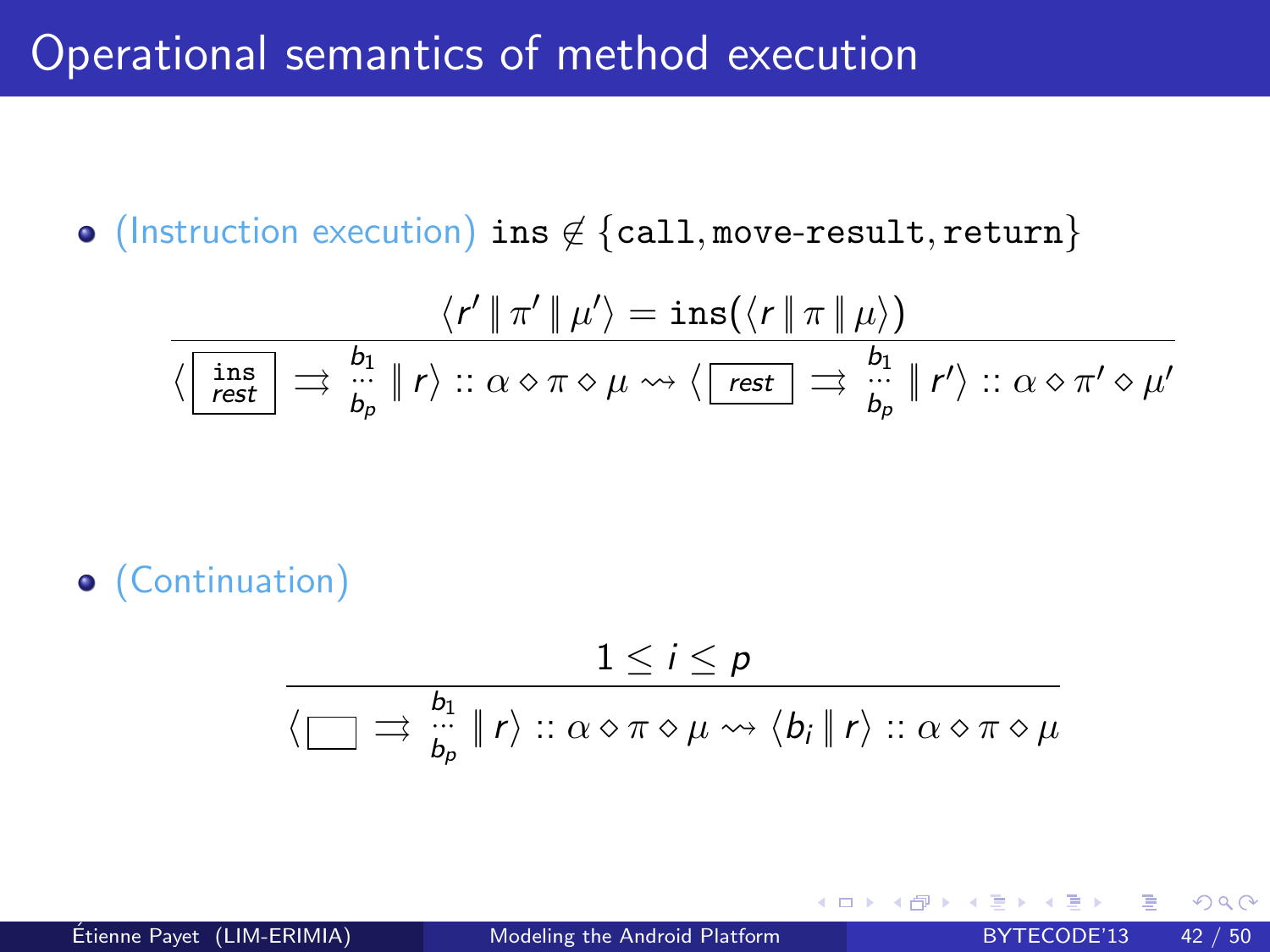# Operational semantics of method execution

- (Instruction execution) $\texttt{ins} \notin \{\texttt{call}, \texttt{move-result}, \texttt{return}\}$

$$
\frac{\langle r' \parallel \pi' \parallel \mu' \rangle = \texttt{ins}(\langle r \parallel \pi \parallel \mu \rangle)}{\left\langle \boxed{\begin{array}{c}\texttt{ins}\\ \mathit{rest}\end{array}} \rightrightarrows \begin{array}{c} b_1 \\ \cdots \\ b_p \end{array} \parallel r \right\rangle :: \alpha \diamond \pi \diamond \mu \rightsquigarrow \left\langle \boxed{\mathit{rest}} \rightrightarrows \begin{array}{c} b_1 \\ \cdots \\ b_p \end{array} \parallel r' \right\rangle :: \alpha \diamond \pi' \diamond \mu'}
$$

- (Continuation)

$$
\frac{1 \leq i \leq p}{\left\langle \boxed{\phantom{xx}} \rightrightarrows \begin{array}{c} b_1 \\ \cdots \\ b_p \end{array} \parallel r \right\rangle :: \alpha \diamond \pi \diamond \mu \rightsquigarrow \langle b_i \parallel r \rangle :: \alpha \diamond \pi \diamond \mu}
$$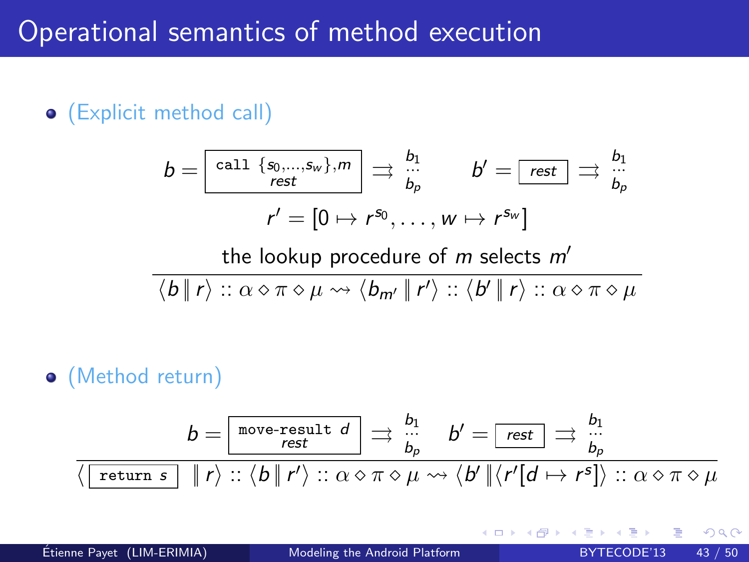# Operational semantics of method execution

- (Explicit method call)

$$\frac{b = \boxed{\begin{array}{c}\texttt{call}\ \{s_0,\ldots,s_w\},m \\ \textit{rest}\end{array}} \rightrightarrows \begin{array}{c} b_1 \\ \cdots \\ b_p \end{array} \qquad b' = \boxed{\textit{rest}} \rightrightarrows \begin{array}{c} b_1 \\ \cdots \\ b_p \end{array} \\ r' = [0 \mapsto r^{s_0}, \ldots, w \mapsto r^{s_w}] \\ \text{the lookup procedure of } m \text{ selects } m'}{\langle b \parallel r \rangle :: \alpha \diamond \pi \diamond \mu \rightsquigarrow \langle b_{m'} \parallel r' \rangle :: \langle b' \parallel r \rangle :: \alpha \diamond \pi \diamond \mu}$$

- (Method return)

$$\frac{b = \boxed{\begin{array}{c}\texttt{move-result}\ d \\ \textit{rest}\end{array}} \rightrightarrows \begin{array}{c} b_1 \\ \cdots \\ b_p \end{array} \qquad b' = \boxed{\textit{rest}} \rightrightarrows \begin{array}{c} b_1 \\ \cdots \\ b_p \end{array}}{\langle \boxed{\texttt{return}\ s} \parallel r \rangle :: \langle b \parallel r' \rangle :: \alpha \diamond \pi \diamond \mu \rightsquigarrow \langle b' \parallel \langle r'[d \mapsto r^s] \rangle :: \alpha \diamond \pi \diamond \mu}$$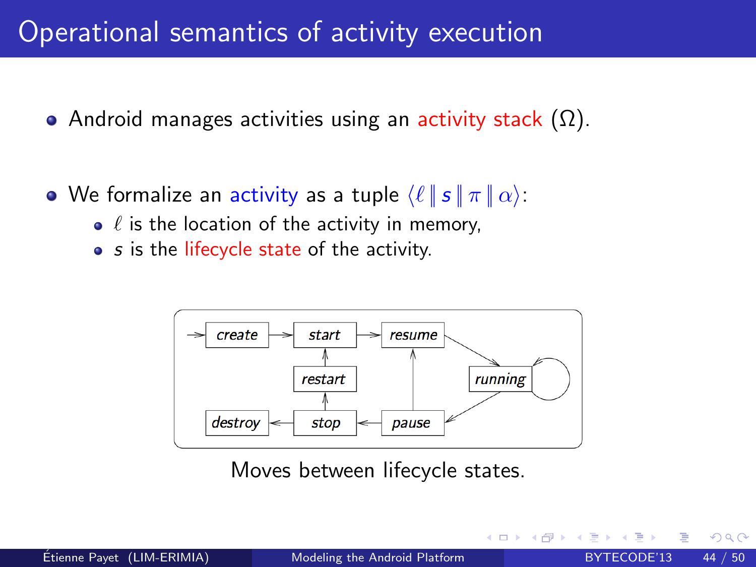# Operational semantics of activity execution

- Android manages activities using an activity stack ($\Omega$).

- We formalize an activity as a tuple $\langle \ell \parallel s \parallel \pi \parallel \alpha \rangle$:
  - $\ell$ is the location of the activity in memory,
  - $s$ is the lifecycle state of the activity.

Moves between lifecycle states.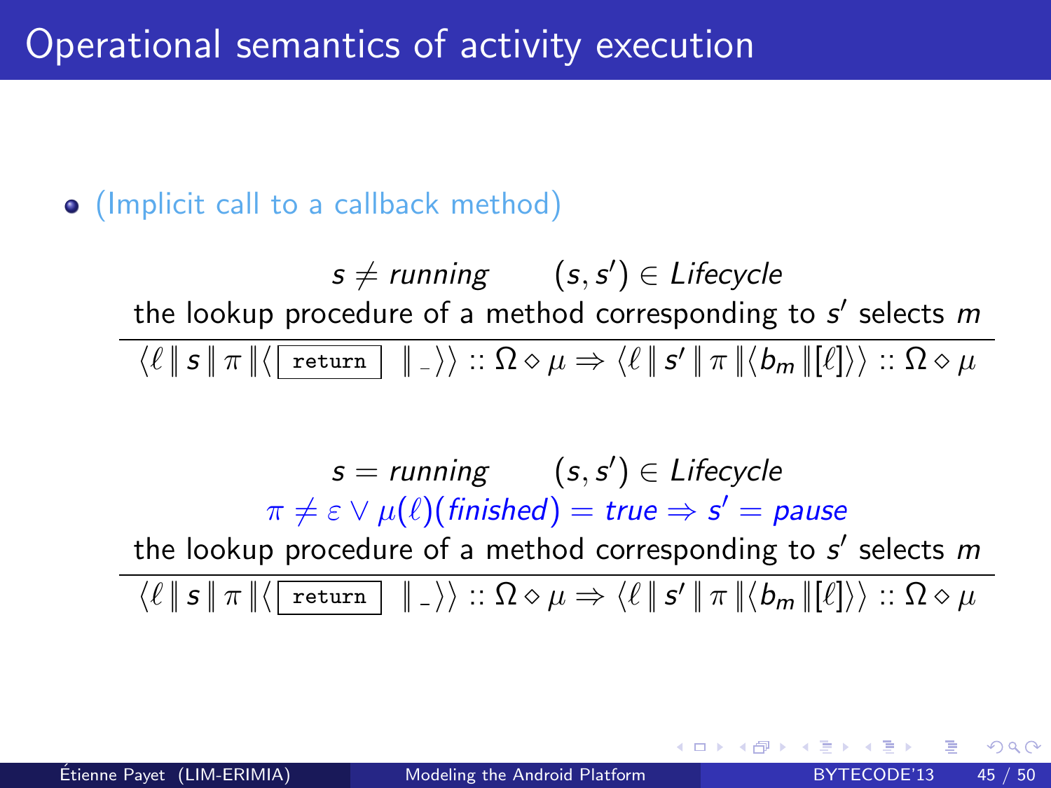# Operational semantics of activity execution

- (Implicit call to a callback method)

$$\frac{s \neq \textit{running} \qquad (s, s') \in \textit{Lifecycle} \qquad \text{the lookup procedure of a method corresponding to } s' \text{ selects } m}{\langle \ell \,\|\, s \,\|\, \pi \,\|\, \langle \boxed{\texttt{return}} \,\|\, \_ \rangle\rangle :: \Omega \diamond \mu \Rightarrow \langle \ell \,\|\, s' \,\|\, \pi \,\|\, \langle b_m \,\|\, [\ell] \rangle\rangle :: \Omega \diamond \mu}$$

$$\frac{s = \textit{running} \qquad (s, s') \in \textit{Lifecycle} \qquad \pi \neq \varepsilon \vee \mu(\ell)(\textit{finished}) = \textit{true} \Rightarrow s' = \textit{pause} \qquad \text{the lookup procedure of a method corresponding to } s' \text{ selects } m}{\langle \ell \,\|\, s \,\|\, \pi \,\|\, \langle \boxed{\texttt{return}} \,\|\, \_ \rangle\rangle :: \Omega \diamond \mu \Rightarrow \langle \ell \,\|\, s' \,\|\, \pi \,\|\, \langle b_m \,\|\, [\ell] \rangle\rangle :: \Omega \diamond \mu}$$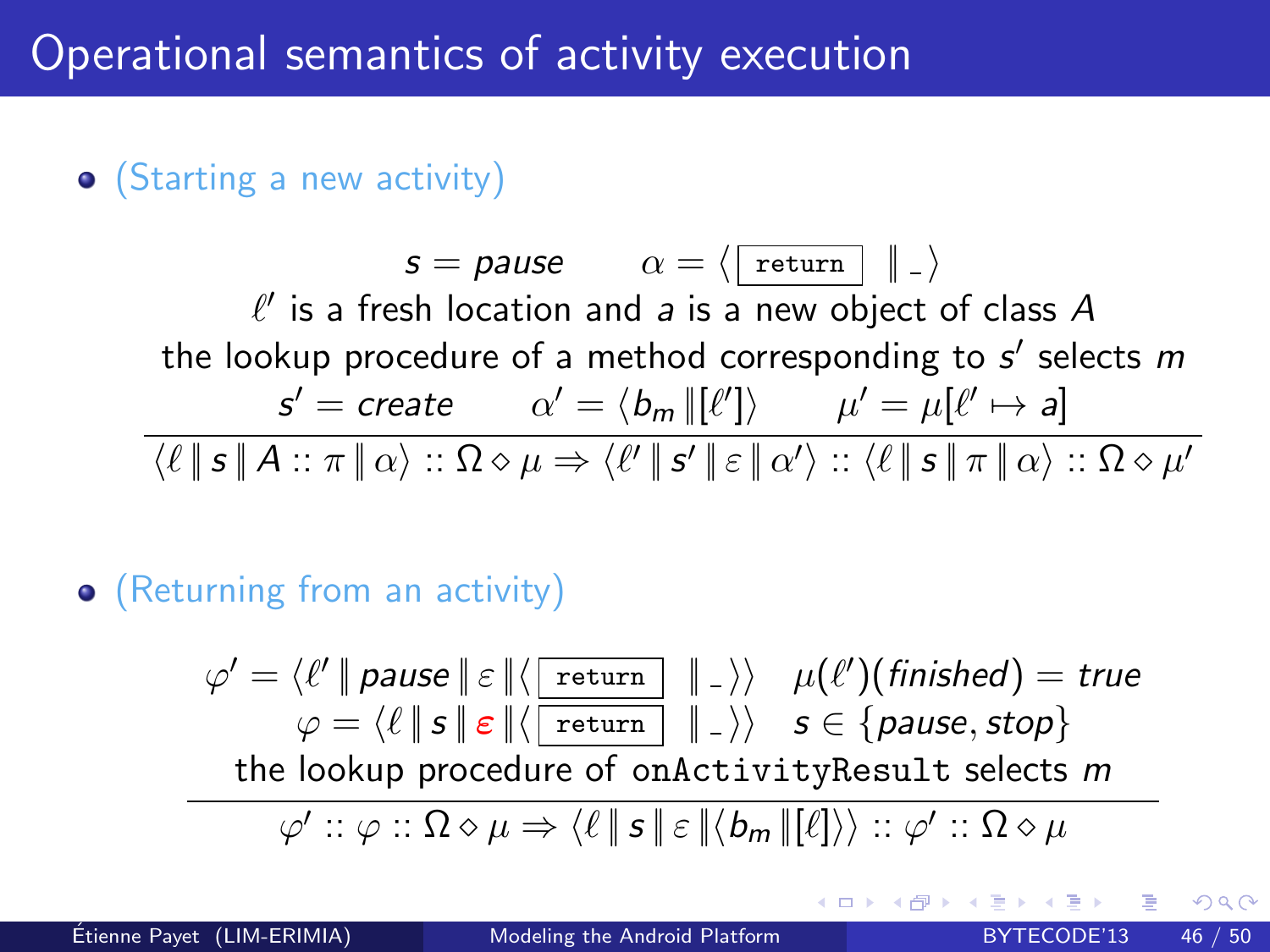# Operational semantics of activity execution

- (Starting a new activity)

$$
\frac{
\begin{array}{c}
s = \mathit{pause} \qquad \alpha = \langle \boxed{\texttt{return}} \;\|\; \_ \rangle \\
\ell' \text{ is a fresh location and } a \text{ is a new object of class } A \\
\text{the lookup procedure of a method corresponding to } s' \text{ selects } m \\
s' = \mathit{create} \qquad \alpha' = \langle b_m \,\|\, [\ell'] \rangle \qquad \mu' = \mu[\ell' \mapsto a]
\end{array}
}{
\langle \ell \,\|\, s \,\|\, A :: \pi \,\|\, \alpha \rangle :: \Omega \diamond \mu \Rightarrow \langle \ell' \,\|\, s' \,\|\, \varepsilon \,\|\, \alpha' \rangle :: \langle \ell \,\|\, s \,\|\, \pi \,\|\, \alpha \rangle :: \Omega \diamond \mu'
}
$$

- (Returning from an activity)

$$
\frac{
\begin{array}{c}
\varphi' = \langle \ell' \,\|\, \mathit{pause} \,\|\, \varepsilon \,\|\, \langle \boxed{\texttt{return}} \;\|\; \_ \rangle \rangle \quad \mu(\ell')(\mathit{finished}) = \mathit{true} \\
\varphi = \langle \ell \,\|\, s \,\|\, \varepsilon \,\|\, \langle \boxed{\texttt{return}} \;\|\; \_ \rangle \rangle \quad s \in \{\mathit{pause}, \mathit{stop}\} \\
\text{the lookup procedure of } \texttt{onActivityResult} \text{ selects } m
\end{array}
}{
\varphi' :: \varphi :: \Omega \diamond \mu \Rightarrow \langle \ell \,\|\, s \,\|\, \varepsilon \,\|\, \langle b_m \,\|\, [\ell] \rangle \rangle :: \varphi' :: \Omega \diamond \mu
}
$$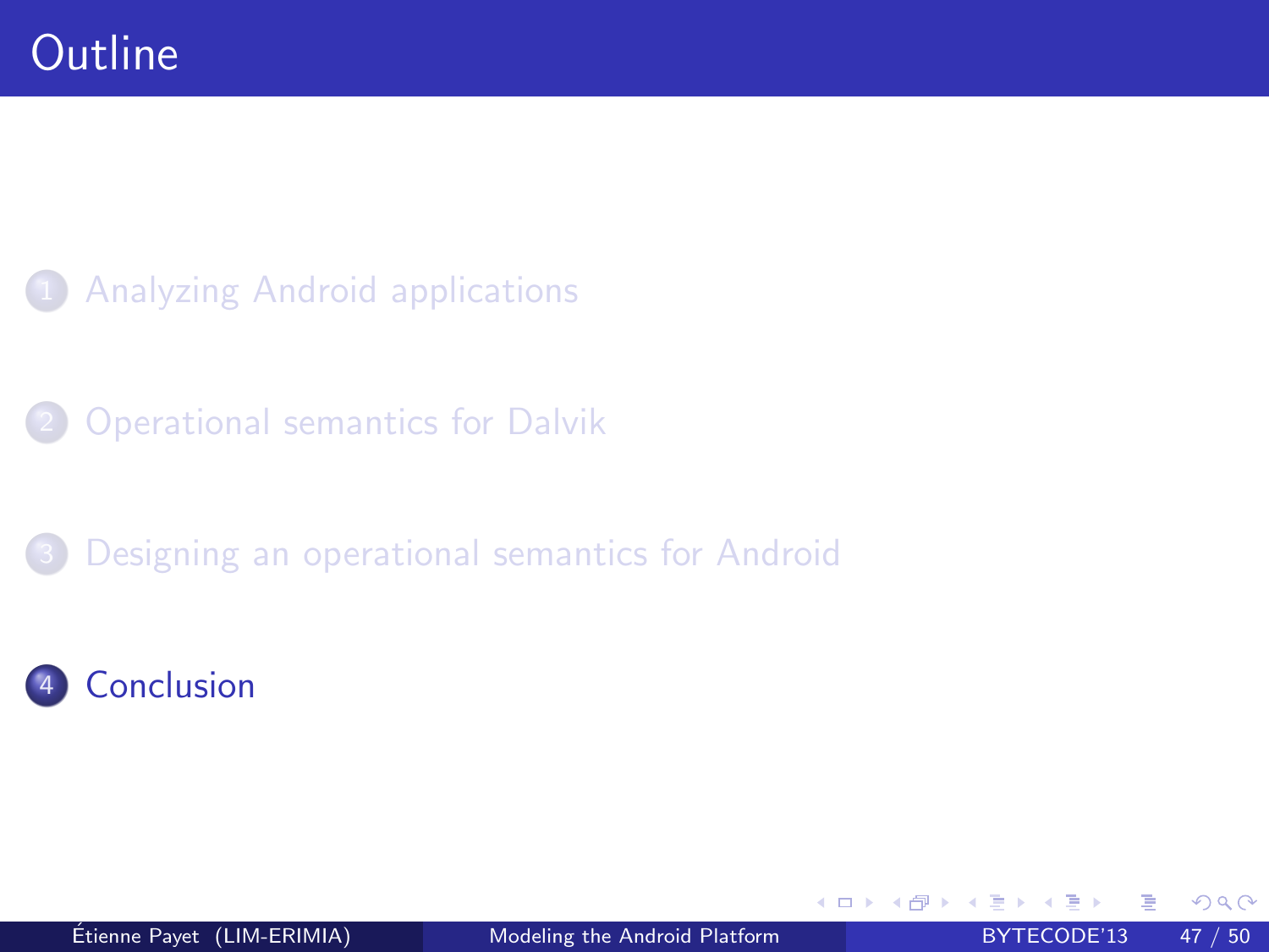# Outline

1. Analyzing Android applications
2. Operational semantics for Dalvik
3. Designing an operational semantics for Android
4. **Conclusion**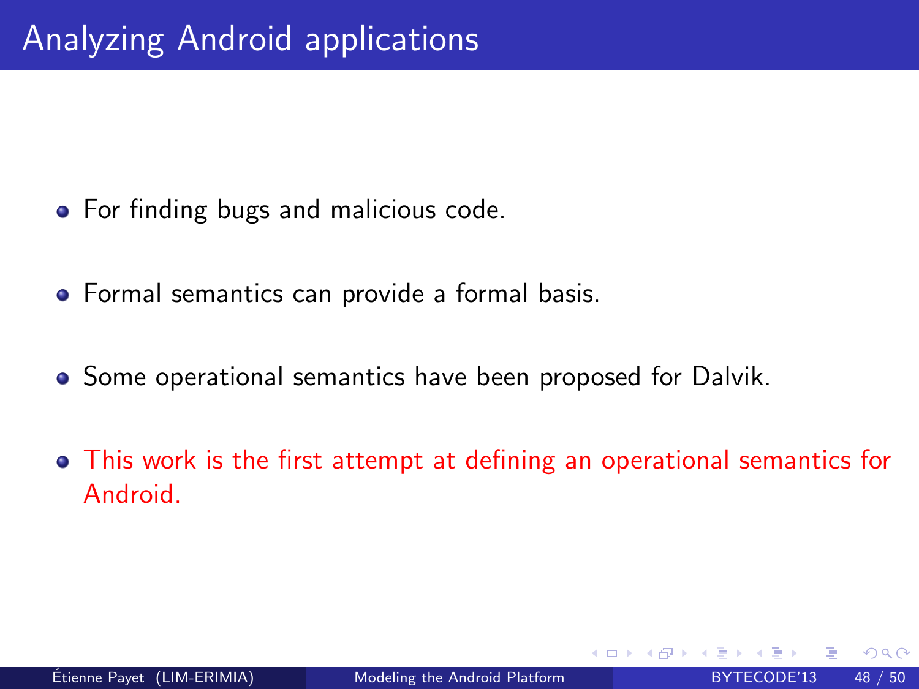# Analyzing Android applications

- For finding bugs and malicious code.
- Formal semantics can provide a formal basis.
- Some operational semantics have been proposed for Dalvik.
- This work is the first attempt at defining an operational semantics for Android.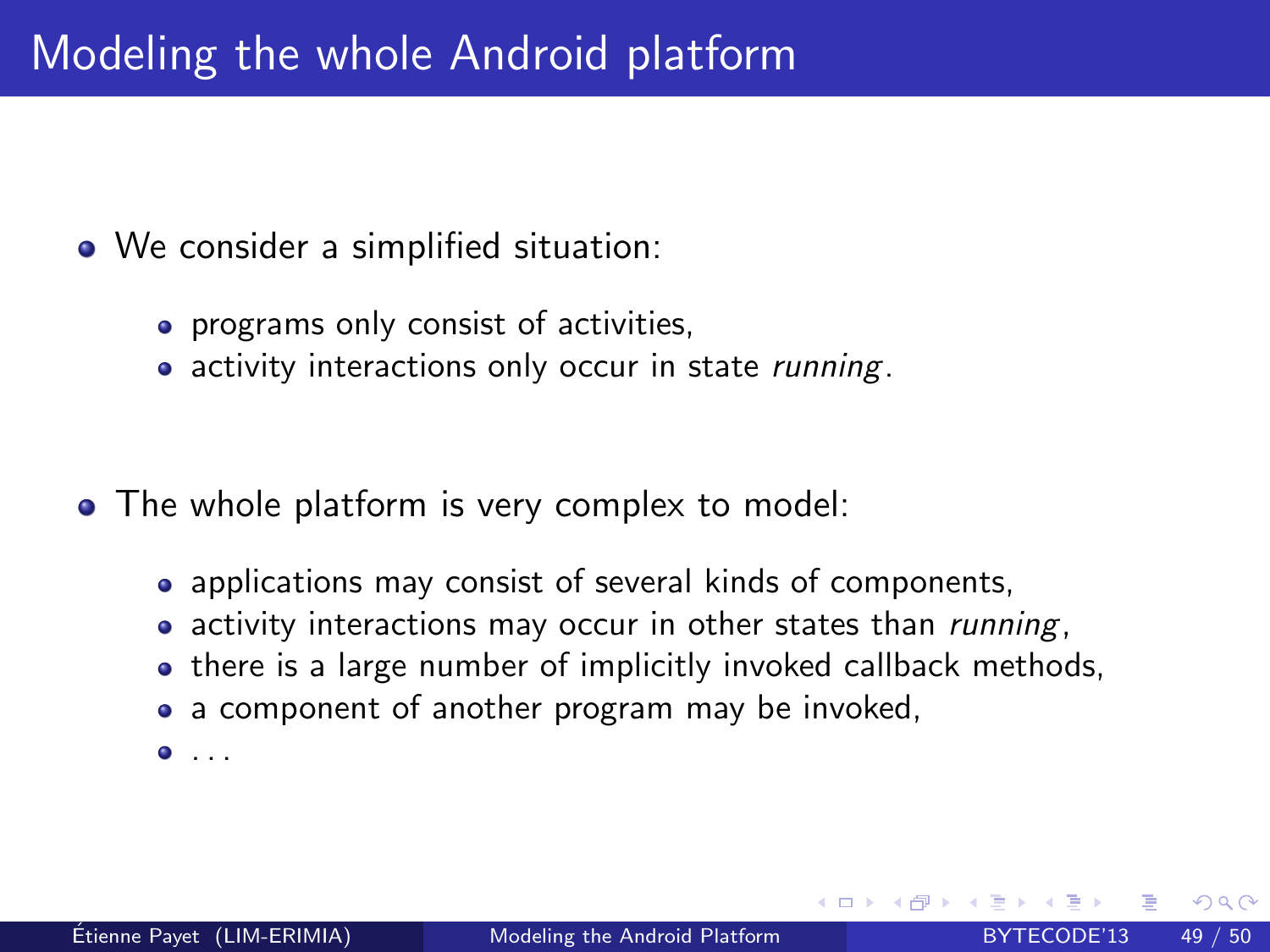# Modeling the whole Android platform

- We consider a simplified situation:
  - programs only consist of activities,
  - activity interactions only occur in state *running*.

- The whole platform is very complex to model:
  - applications may consist of several kinds of components,
  - activity interactions may occur in other states than *running*,
  - there is a large number of implicitly invoked callback methods,
  - a component of another program may be invoked,
  - ...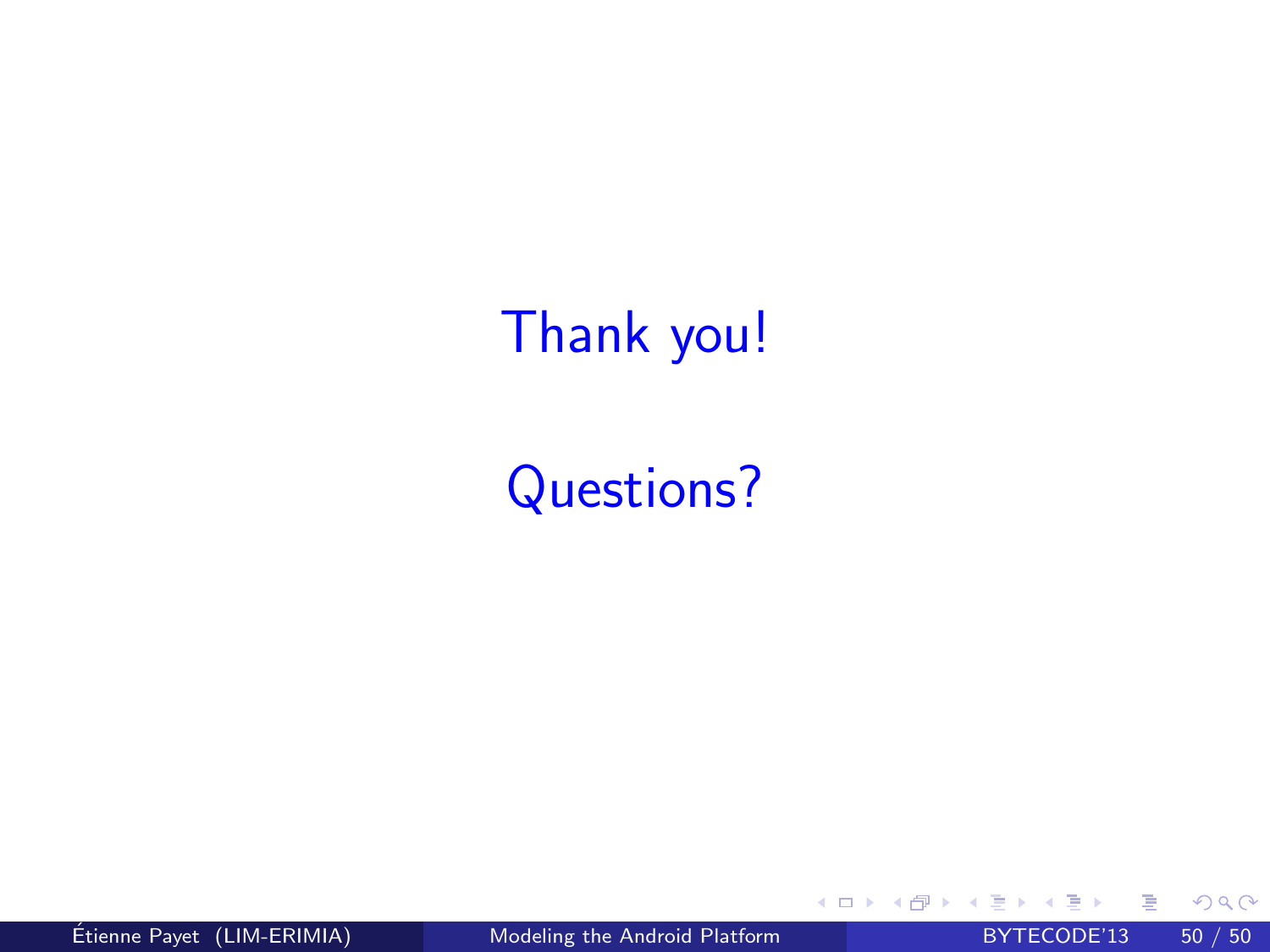Thank you!

Questions?